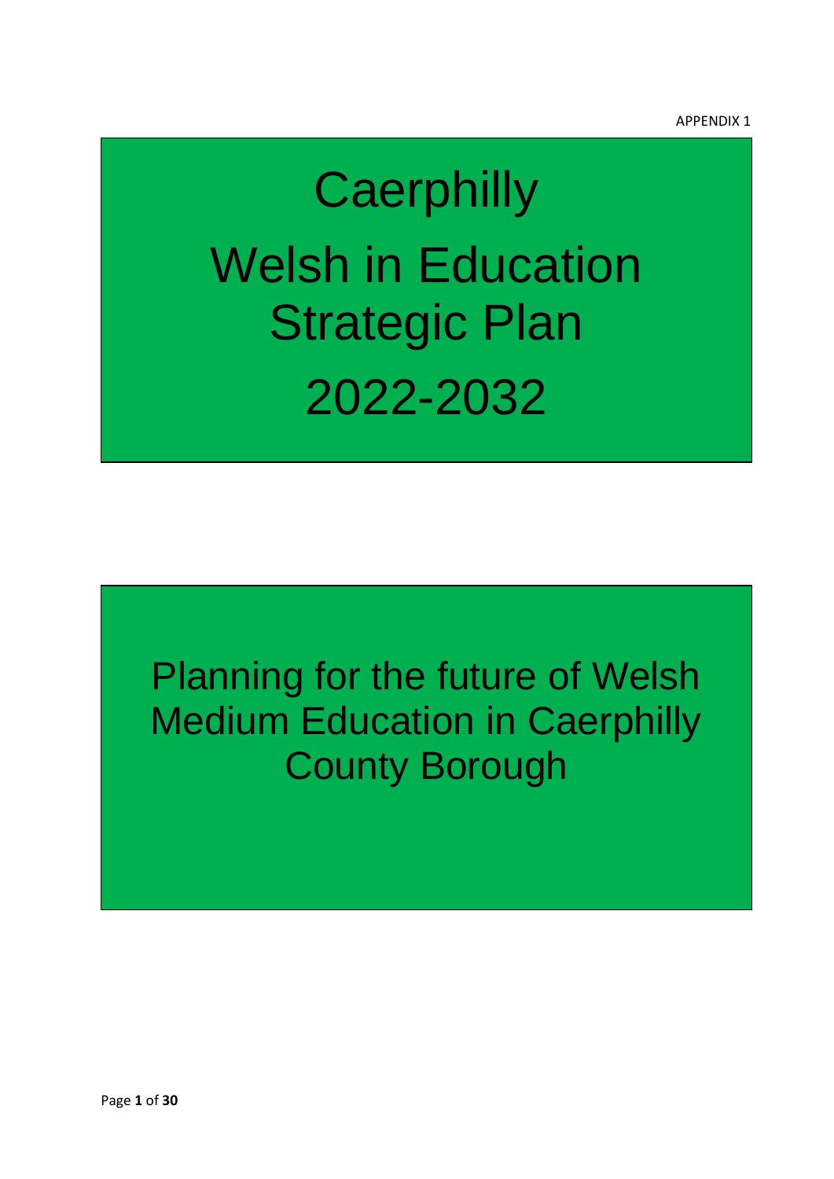APPENDIX 1

# Caerphilly Welsh in Education Strategic Plan 2022-2032

Planning for the future of Welsh Medium Education in Caerphilly County Borough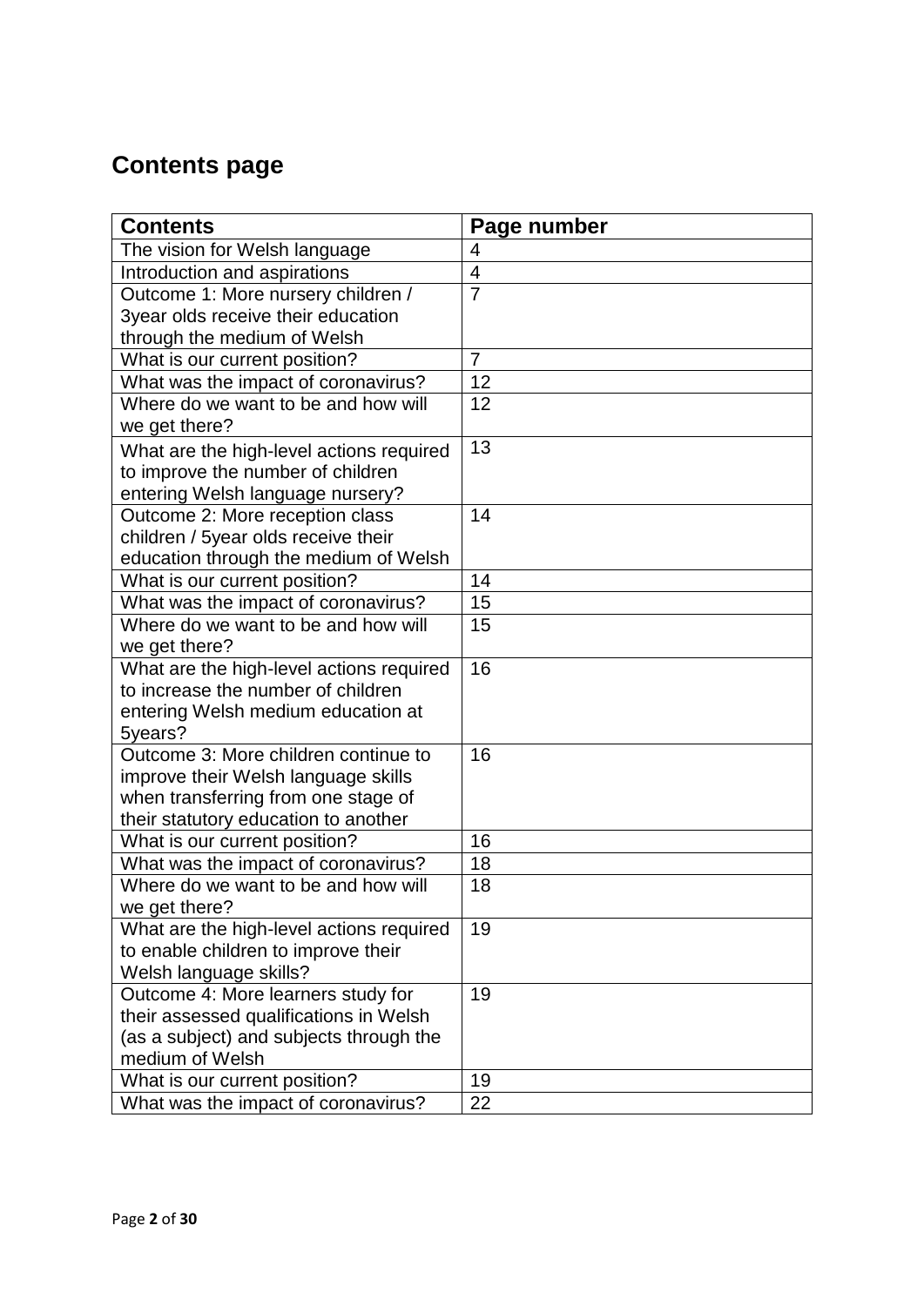# Contents page

| Contents | Page number |
|---|---|
| The vision for Welsh language | 4 |
| Introduction and aspirations | 4 |
| Outcome 1: More nursery children / 3year olds receive their education through the medium of Welsh | 7 |
| What is our current position? | 7 |
| What was the impact of coronavirus? | 12 |
| Where do we want to be and how will we get there? | 12 |
| What are the high-level actions required to improve the number of children entering Welsh language nursery? | 13 |
| Outcome 2: More reception class children / 5year olds receive their education through the medium of Welsh | 14 |
| What is our current position? | 14 |
| What was the impact of coronavirus? | 15 |
| Where do we want to be and how will we get there? | 15 |
| What are the high-level actions required to increase the number of children entering Welsh medium education at 5years? | 16 |
| Outcome 3: More children continue to improve their Welsh language skills when transferring from one stage of their statutory education to another | 16 |
| What is our current position? | 16 |
| What was the impact of coronavirus? | 18 |
| Where do we want to be and how will we get there? | 18 |
| What are the high-level actions required to enable children to improve their Welsh language skills? | 19 |
| Outcome 4: More learners study for their assessed qualifications in Welsh (as a subject) and subjects through the medium of Welsh | 19 |
| What is our current position? | 19 |
| What was the impact of coronavirus? | 22 |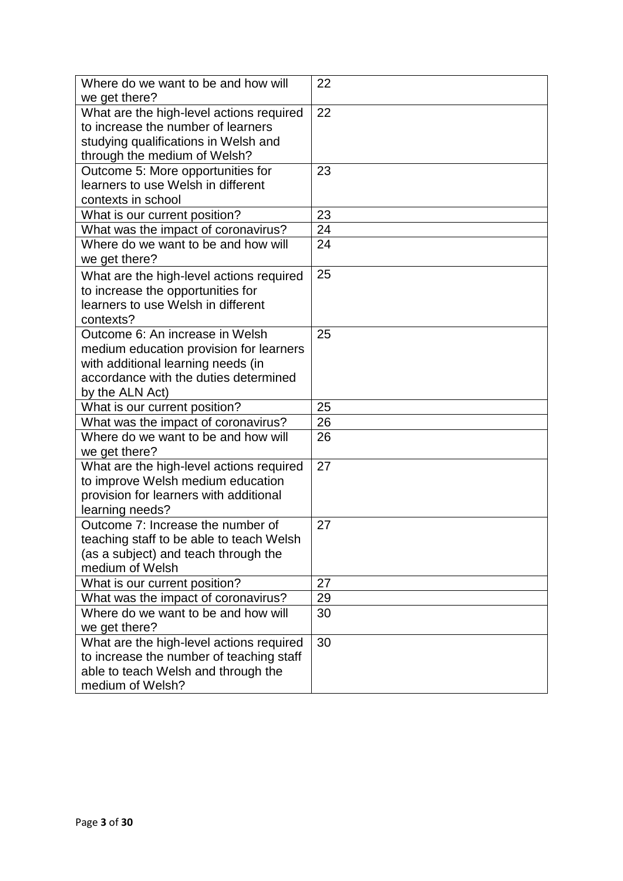| | |
|---|---|
| Where do we want to be and how will we get there? | 22 |
| What are the high-level actions required to increase the number of learners studying qualifications in Welsh and through the medium of Welsh? | 22 |
| Outcome 5: More opportunities for learners to use Welsh in different contexts in school | 23 |
| What is our current position? | 23 |
| What was the impact of coronavirus? | 24 |
| Where do we want to be and how will we get there? | 24 |
| What are the high-level actions required to increase the opportunities for learners to use Welsh in different contexts? | 25 |
| Outcome 6: An increase in Welsh medium education provision for learners with additional learning needs (in accordance with the duties determined by the ALN Act) | 25 |
| What is our current position? | 25 |
| What was the impact of coronavirus? | 26 |
| Where do we want to be and how will we get there? | 26 |
| What are the high-level actions required to improve Welsh medium education provision for learners with additional learning needs? | 27 |
| Outcome 7: Increase the number of teaching staff to be able to teach Welsh (as a subject) and teach through the medium of Welsh | 27 |
| What is our current position? | 27 |
| What was the impact of coronavirus? | 29 |
| Where do we want to be and how will we get there? | 30 |
| What are the high-level actions required to increase the number of teaching staff able to teach Welsh and through the medium of Welsh? | 30 |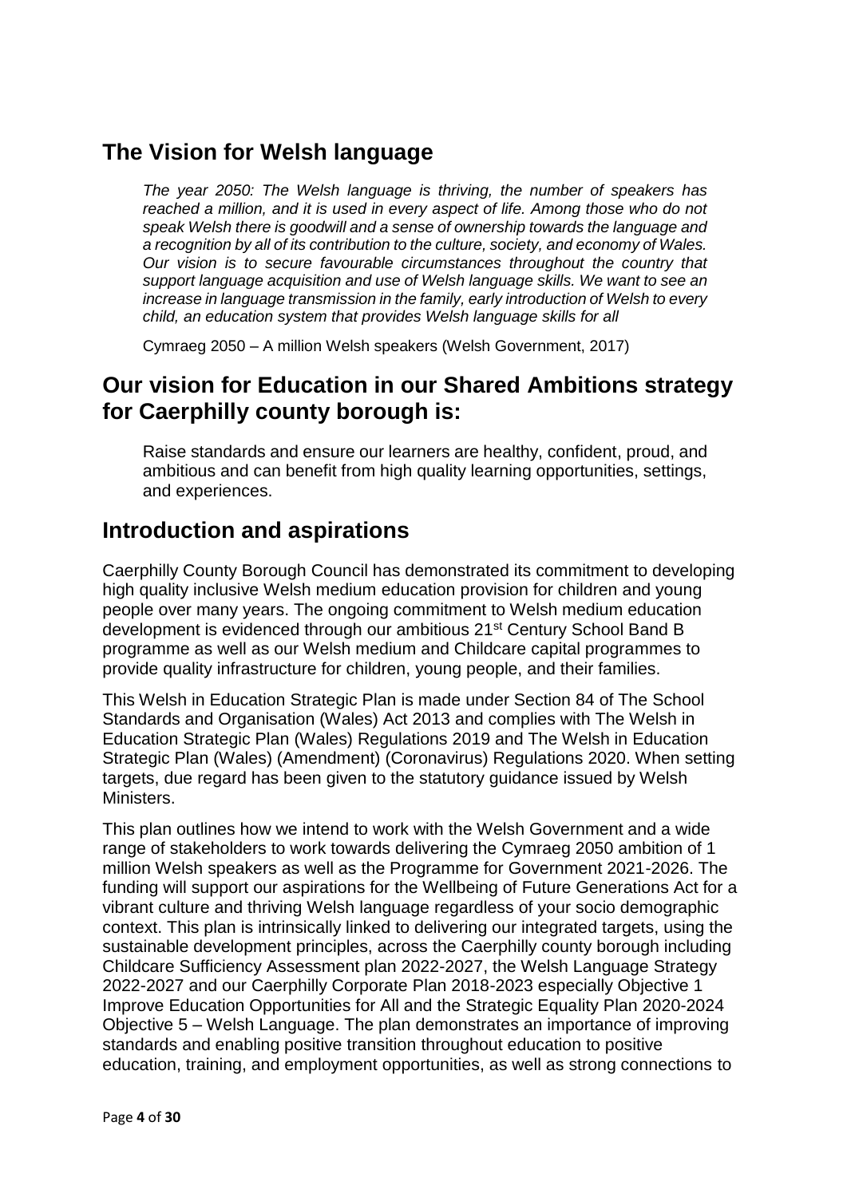## The Vision for Welsh language

*The year 2050: The Welsh language is thriving, the number of speakers has reached a million, and it is used in every aspect of life. Among those who do not speak Welsh there is goodwill and a sense of ownership towards the language and a recognition by all of its contribution to the culture, society, and economy of Wales. Our vision is to secure favourable circumstances throughout the country that support language acquisition and use of Welsh language skills. We want to see an increase in language transmission in the family, early introduction of Welsh to every child, an education system that provides Welsh language skills for all*

Cymraeg 2050 – A million Welsh speakers (Welsh Government, 2017)

## Our vision for Education in our Shared Ambitions strategy for Caerphilly county borough is:

Raise standards and ensure our learners are healthy, confident, proud, and ambitious and can benefit from high quality learning opportunities, settings, and experiences.

## Introduction and aspirations

Caerphilly County Borough Council has demonstrated its commitment to developing high quality inclusive Welsh medium education provision for children and young people over many years. The ongoing commitment to Welsh medium education development is evidenced through our ambitious 21st Century School Band B programme as well as our Welsh medium and Childcare capital programmes to provide quality infrastructure for children, young people, and their families.

This Welsh in Education Strategic Plan is made under Section 84 of The School Standards and Organisation (Wales) Act 2013 and complies with The Welsh in Education Strategic Plan (Wales) Regulations 2019 and The Welsh in Education Strategic Plan (Wales) (Amendment) (Coronavirus) Regulations 2020. When setting targets, due regard has been given to the statutory guidance issued by Welsh Ministers.

This plan outlines how we intend to work with the Welsh Government and a wide range of stakeholders to work towards delivering the Cymraeg 2050 ambition of 1 million Welsh speakers as well as the Programme for Government 2021-2026. The funding will support our aspirations for the Wellbeing of Future Generations Act for a vibrant culture and thriving Welsh language regardless of your socio demographic context. This plan is intrinsically linked to delivering our integrated targets, using the sustainable development principles, across the Caerphilly county borough including Childcare Sufficiency Assessment plan 2022-2027, the Welsh Language Strategy 2022-2027 and our Caerphilly Corporate Plan 2018-2023 especially Objective 1 Improve Education Opportunities for All and the Strategic Equality Plan 2020-2024 Objective 5 – Welsh Language. The plan demonstrates an importance of improving standards and enabling positive transition throughout education to positive education, training, and employment opportunities, as well as strong connections to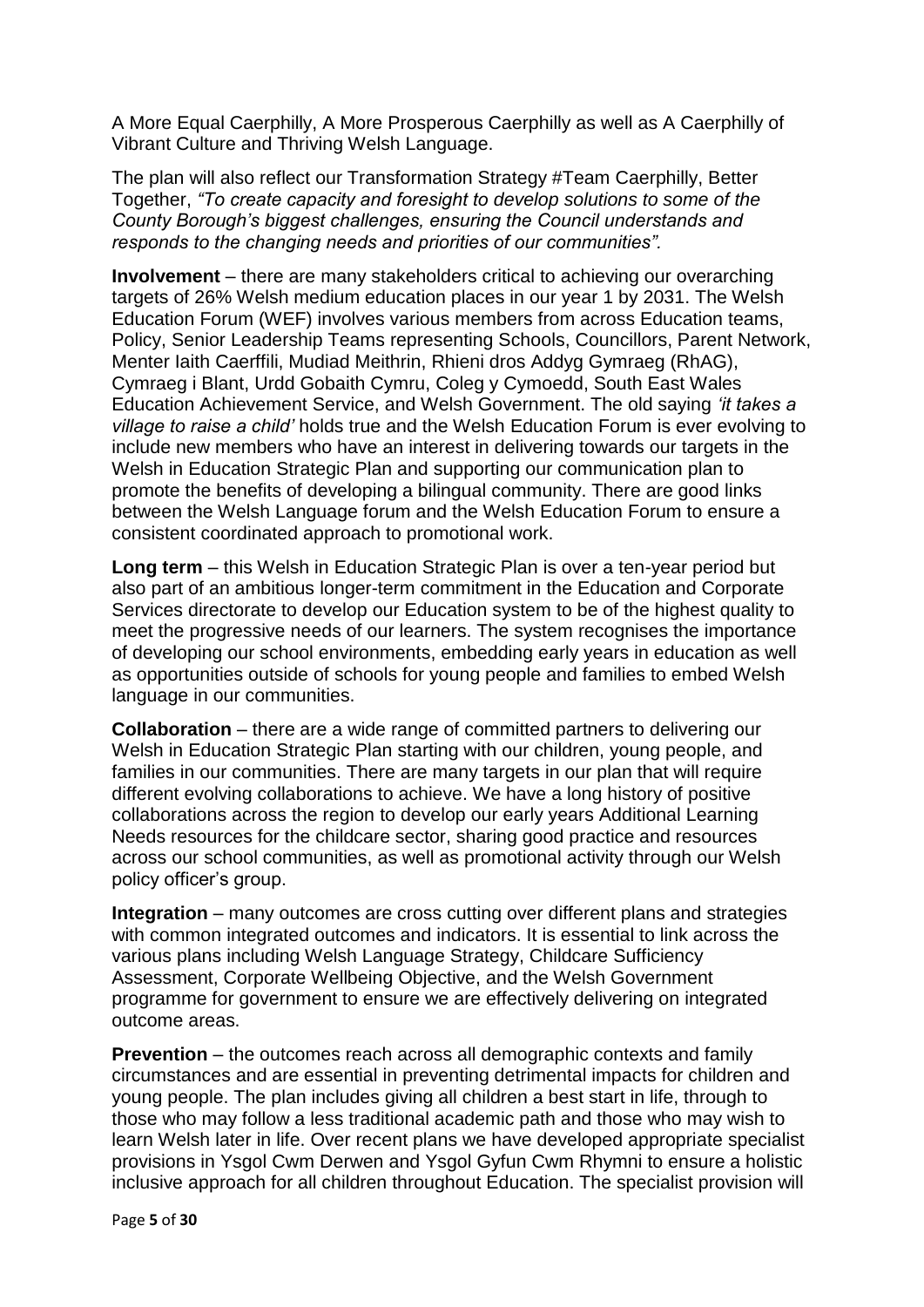A More Equal Caerphilly, A More Prosperous Caerphilly as well as A Caerphilly of Vibrant Culture and Thriving Welsh Language.

The plan will also reflect our Transformation Strategy #Team Caerphilly, Better Together, *"To create capacity and foresight to develop solutions to some of the County Borough's biggest challenges, ensuring the Council understands and responds to the changing needs and priorities of our communities".*

**Involvement** – there are many stakeholders critical to achieving our overarching targets of 26% Welsh medium education places in our year 1 by 2031. The Welsh Education Forum (WEF) involves various members from across Education teams, Policy, Senior Leadership Teams representing Schools, Councillors, Parent Network, Menter Iaith Caerffili, Mudiad Meithrin, Rhieni dros Addyg Gymraeg (RhAG), Cymraeg i Blant, Urdd Gobaith Cymru, Coleg y Cymoedd, South East Wales Education Achievement Service, and Welsh Government. The old saying *'it takes a village to raise a child'* holds true and the Welsh Education Forum is ever evolving to include new members who have an interest in delivering towards our targets in the Welsh in Education Strategic Plan and supporting our communication plan to promote the benefits of developing a bilingual community. There are good links between the Welsh Language forum and the Welsh Education Forum to ensure a consistent coordinated approach to promotional work.

**Long term** – this Welsh in Education Strategic Plan is over a ten-year period but also part of an ambitious longer-term commitment in the Education and Corporate Services directorate to develop our Education system to be of the highest quality to meet the progressive needs of our learners. The system recognises the importance of developing our school environments, embedding early years in education as well as opportunities outside of schools for young people and families to embed Welsh language in our communities.

**Collaboration** – there are a wide range of committed partners to delivering our Welsh in Education Strategic Plan starting with our children, young people, and families in our communities. There are many targets in our plan that will require different evolving collaborations to achieve. We have a long history of positive collaborations across the region to develop our early years Additional Learning Needs resources for the childcare sector, sharing good practice and resources across our school communities, as well as promotional activity through our Welsh policy officer's group.

**Integration** – many outcomes are cross cutting over different plans and strategies with common integrated outcomes and indicators. It is essential to link across the various plans including Welsh Language Strategy, Childcare Sufficiency Assessment, Corporate Wellbeing Objective, and the Welsh Government programme for government to ensure we are effectively delivering on integrated outcome areas.

**Prevention** – the outcomes reach across all demographic contexts and family circumstances and are essential in preventing detrimental impacts for children and young people. The plan includes giving all children a best start in life, through to those who may follow a less traditional academic path and those who may wish to learn Welsh later in life. Over recent plans we have developed appropriate specialist provisions in Ysgol Cwm Derwen and Ysgol Gyfun Cwm Rhymni to ensure a holistic inclusive approach for all children throughout Education. The specialist provision will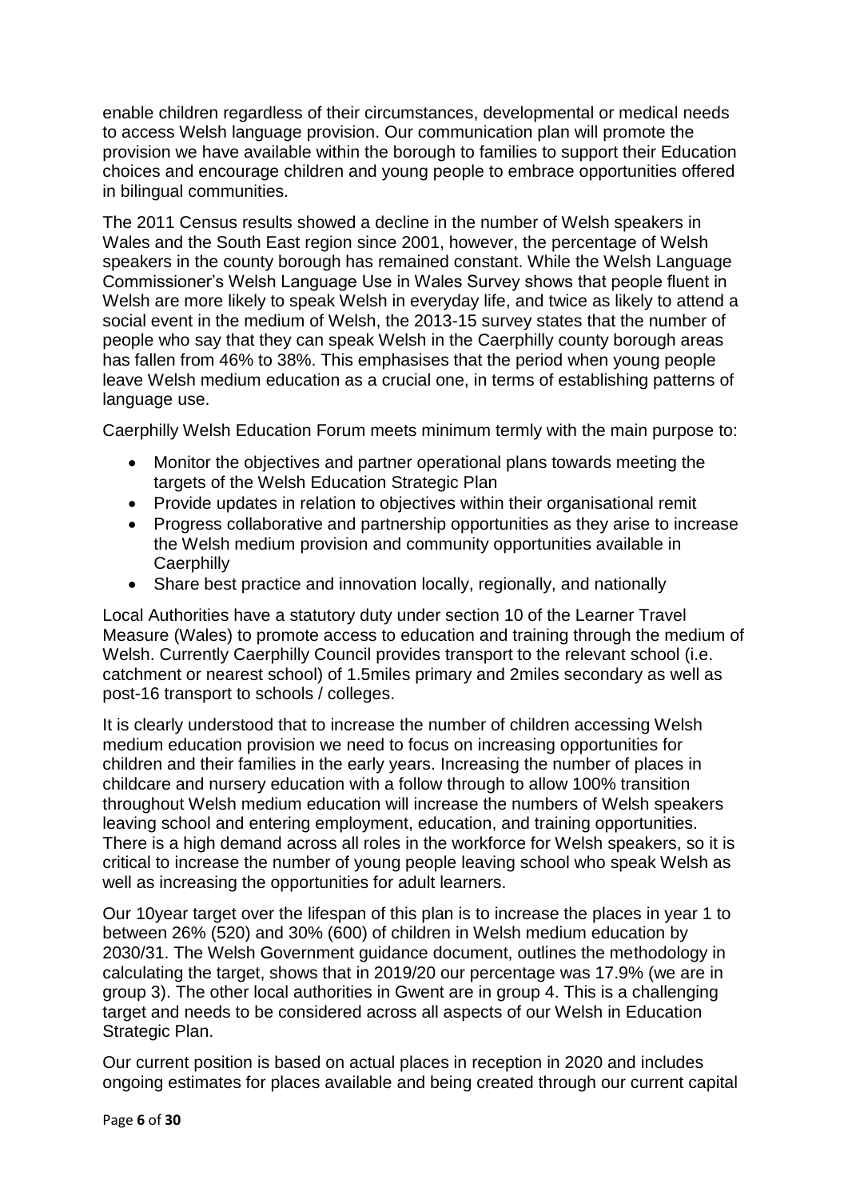enable children regardless of their circumstances, developmental or medical needs to access Welsh language provision. Our communication plan will promote the provision we have available within the borough to families to support their Education choices and encourage children and young people to embrace opportunities offered in bilingual communities.

The 2011 Census results showed a decline in the number of Welsh speakers in Wales and the South East region since 2001, however, the percentage of Welsh speakers in the county borough has remained constant. While the Welsh Language Commissioner's Welsh Language Use in Wales Survey shows that people fluent in Welsh are more likely to speak Welsh in everyday life, and twice as likely to attend a social event in the medium of Welsh, the 2013-15 survey states that the number of people who say that they can speak Welsh in the Caerphilly county borough areas has fallen from 46% to 38%. This emphasises that the period when young people leave Welsh medium education as a crucial one, in terms of establishing patterns of language use.

Caerphilly Welsh Education Forum meets minimum termly with the main purpose to:

- Monitor the objectives and partner operational plans towards meeting the targets of the Welsh Education Strategic Plan
- Provide updates in relation to objectives within their organisational remit
- Progress collaborative and partnership opportunities as they arise to increase the Welsh medium provision and community opportunities available in Caerphilly
- Share best practice and innovation locally, regionally, and nationally

Local Authorities have a statutory duty under section 10 of the Learner Travel Measure (Wales) to promote access to education and training through the medium of Welsh. Currently Caerphilly Council provides transport to the relevant school (i.e. catchment or nearest school) of 1.5miles primary and 2miles secondary as well as post-16 transport to schools / colleges.

It is clearly understood that to increase the number of children accessing Welsh medium education provision we need to focus on increasing opportunities for children and their families in the early years. Increasing the number of places in childcare and nursery education with a follow through to allow 100% transition throughout Welsh medium education will increase the numbers of Welsh speakers leaving school and entering employment, education, and training opportunities. There is a high demand across all roles in the workforce for Welsh speakers, so it is critical to increase the number of young people leaving school who speak Welsh as well as increasing the opportunities for adult learners.

Our 10year target over the lifespan of this plan is to increase the places in year 1 to between 26% (520) and 30% (600) of children in Welsh medium education by 2030/31. The Welsh Government guidance document, outlines the methodology in calculating the target, shows that in 2019/20 our percentage was 17.9% (we are in group 3). The other local authorities in Gwent are in group 4. This is a challenging target and needs to be considered across all aspects of our Welsh in Education Strategic Plan.

Our current position is based on actual places in reception in 2020 and includes ongoing estimates for places available and being created through our current capital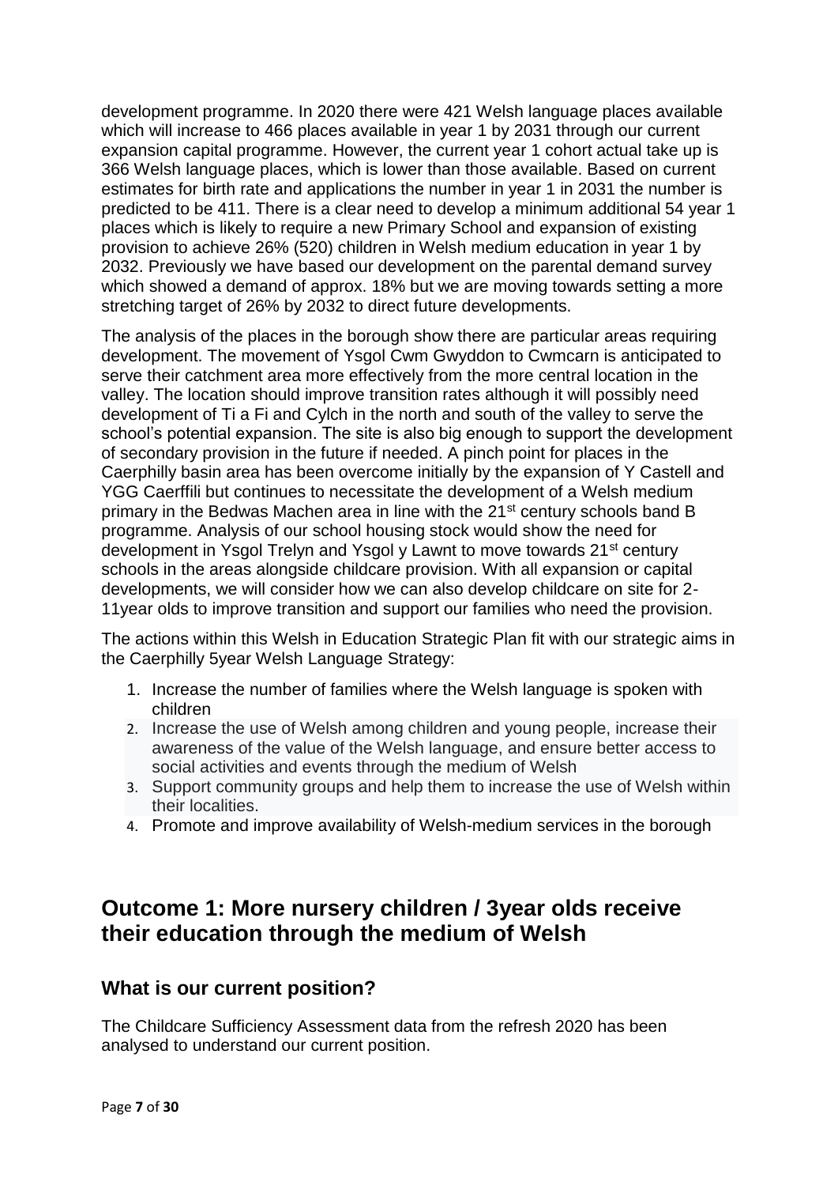development programme. In 2020 there were 421 Welsh language places available which will increase to 466 places available in year 1 by 2031 through our current expansion capital programme. However, the current year 1 cohort actual take up is 366 Welsh language places, which is lower than those available. Based on current estimates for birth rate and applications the number in year 1 in 2031 the number is predicted to be 411. There is a clear need to develop a minimum additional 54 year 1 places which is likely to require a new Primary School and expansion of existing provision to achieve 26% (520) children in Welsh medium education in year 1 by 2032. Previously we have based our development on the parental demand survey which showed a demand of approx. 18% but we are moving towards setting a more stretching target of 26% by 2032 to direct future developments.

The analysis of the places in the borough show there are particular areas requiring development. The movement of Ysgol Cwm Gwyddon to Cwmcarn is anticipated to serve their catchment area more effectively from the more central location in the valley. The location should improve transition rates although it will possibly need development of Ti a Fi and Cylch in the north and south of the valley to serve the school's potential expansion. The site is also big enough to support the development of secondary provision in the future if needed. A pinch point for places in the Caerphilly basin area has been overcome initially by the expansion of Y Castell and YGG Caerffili but continues to necessitate the development of a Welsh medium primary in the Bedwas Machen area in line with the 21st century schools band B programme. Analysis of our school housing stock would show the need for development in Ysgol Trelyn and Ysgol y Lawnt to move towards 21st century schools in the areas alongside childcare provision. With all expansion or capital developments, we will consider how we can also develop childcare on site for 2-11year olds to improve transition and support our families who need the provision.

The actions within this Welsh in Education Strategic Plan fit with our strategic aims in the Caerphilly 5year Welsh Language Strategy:

1. Increase the number of families where the Welsh language is spoken with children
2. Increase the use of Welsh among children and young people, increase their awareness of the value of the Welsh language, and ensure better access to social activities and events through the medium of Welsh
3. Support community groups and help them to increase the use of Welsh within their localities.
4. Promote and improve availability of Welsh-medium services in the borough

## Outcome 1: More nursery children / 3year olds receive their education through the medium of Welsh

### What is our current position?

The Childcare Sufficiency Assessment data from the refresh 2020 has been analysed to understand our current position.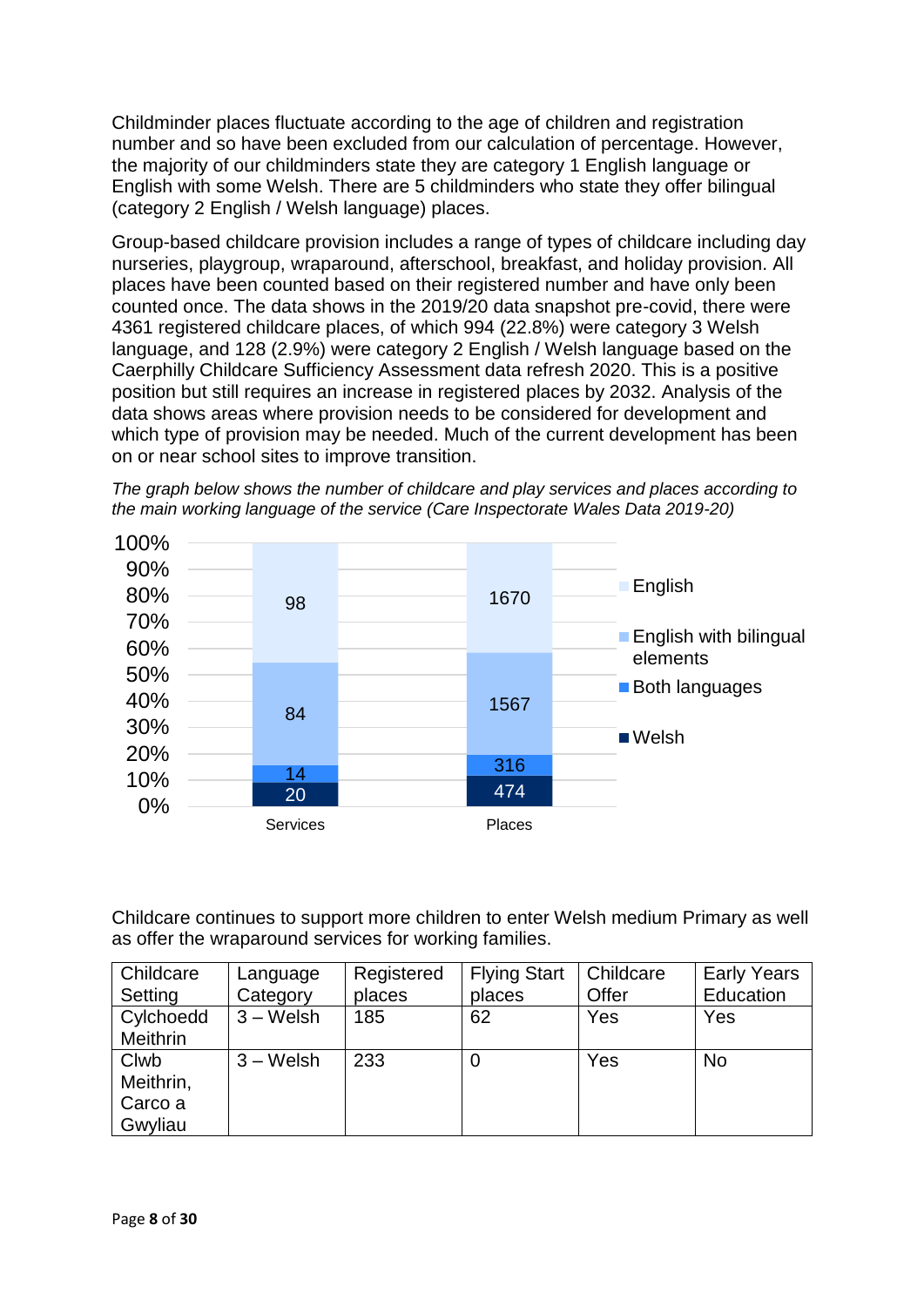Childminder places fluctuate according to the age of children and registration number and so have been excluded from our calculation of percentage. However, the majority of our childminders state they are category 1 English language or English with some Welsh. There are 5 childminders who state they offer bilingual (category 2 English / Welsh language) places.

Group-based childcare provision includes a range of types of childcare including day nurseries, playgroup, wraparound, afterschool, breakfast, and holiday provision. All places have been counted based on their registered number and have only been counted once. The data shows in the 2019/20 data snapshot pre-covid, there were 4361 registered childcare places, of which 994 (22.8%) were category 3 Welsh language, and 128 (2.9%) were category 2 English / Welsh language based on the Caerphilly Childcare Sufficiency Assessment data refresh 2020. This is a positive position but still requires an increase in registered places by 2032. Analysis of the data shows areas where provision needs to be considered for development and which type of provision may be needed. Much of the current development has been on or near school sites to improve transition.

*The graph below shows the number of childcare and play services and places according to the main working language of the service (Care Inspectorate Wales Data 2019-20)*

| | Services | Places |
|---|---|---|
| English | 98 | 1670 |
| English with bilingual elements | 84 | 1567 |
| Both languages | 14 | 316 |
| Welsh | 20 | 474 |

Childcare continues to support more children to enter Welsh medium Primary as well as offer the wraparound services for working families.

| Childcare Setting | Language Category | Registered places | Flying Start places | Childcare Offer | Early Years Education |
|---|---|---|---|---|---|
| Cylchoedd Meithrin | 3 – Welsh | 185 | 62 | Yes | Yes |
| Clwb Meithrin, Carco a Gwyliau | 3 – Welsh | 233 | 0 | Yes | No |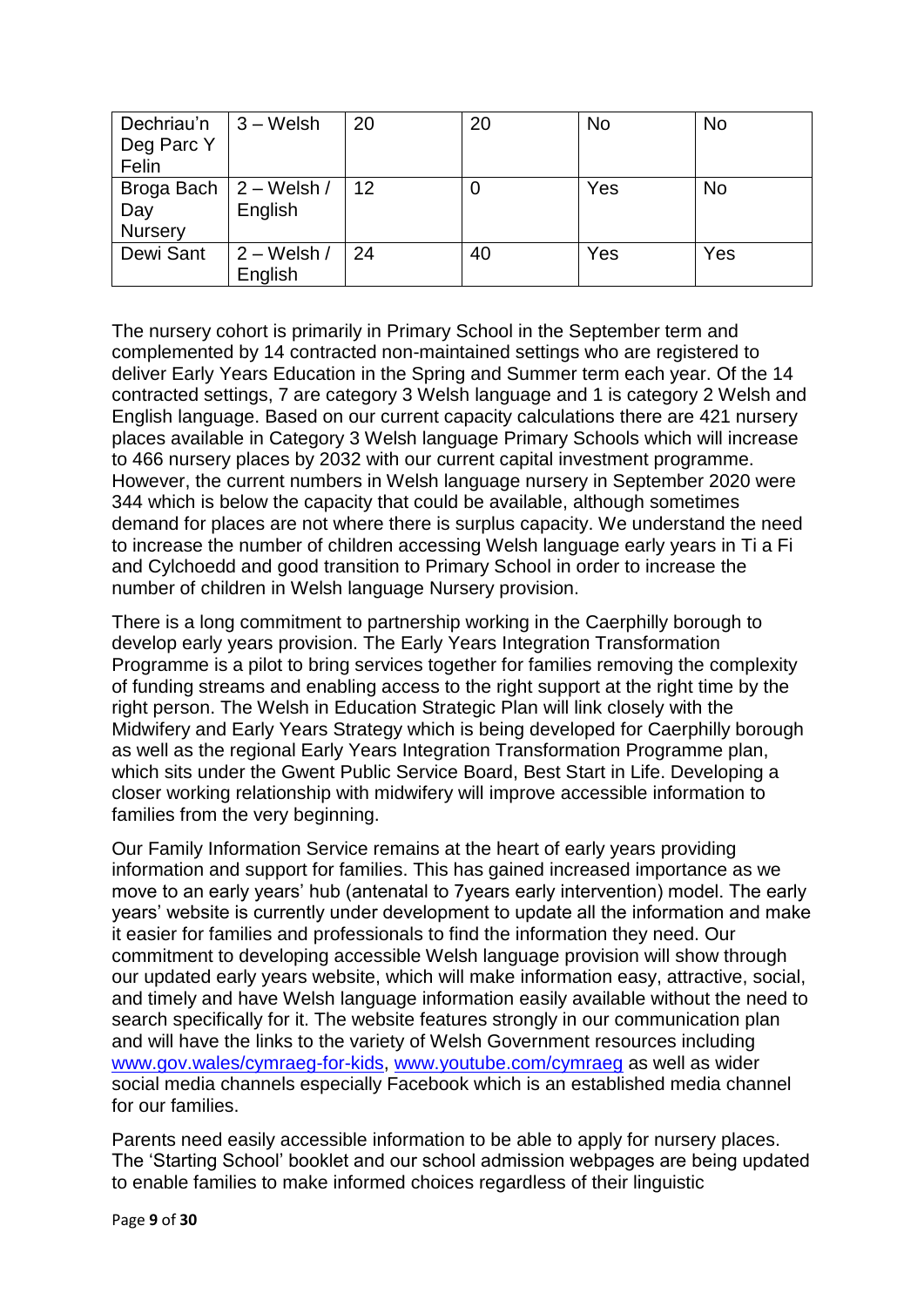| Dechriau'n Deg Parc Y Felin | 3 – Welsh | 20 | 20 | No | No |
|---|---|---|---|---|---|
| Broga Bach Day Nursery | 2 – Welsh / English | 12 | 0 | Yes | No |
| Dewi Sant | 2 – Welsh / English | 24 | 40 | Yes | Yes |

The nursery cohort is primarily in Primary School in the September term and complemented by 14 contracted non-maintained settings who are registered to deliver Early Years Education in the Spring and Summer term each year. Of the 14 contracted settings, 7 are category 3 Welsh language and 1 is category 2 Welsh and English language. Based on our current capacity calculations there are 421 nursery places available in Category 3 Welsh language Primary Schools which will increase to 466 nursery places by 2032 with our current capital investment programme. However, the current numbers in Welsh language nursery in September 2020 were 344 which is below the capacity that could be available, although sometimes demand for places are not where there is surplus capacity. We understand the need to increase the number of children accessing Welsh language early years in Ti a Fi and Cylchoedd and good transition to Primary School in order to increase the number of children in Welsh language Nursery provision.

There is a long commitment to partnership working in the Caerphilly borough to develop early years provision. The Early Years Integration Transformation Programme is a pilot to bring services together for families removing the complexity of funding streams and enabling access to the right support at the right time by the right person. The Welsh in Education Strategic Plan will link closely with the Midwifery and Early Years Strategy which is being developed for Caerphilly borough as well as the regional Early Years Integration Transformation Programme plan, which sits under the Gwent Public Service Board, Best Start in Life. Developing a closer working relationship with midwifery will improve accessible information to families from the very beginning.

Our Family Information Service remains at the heart of early years providing information and support for families. This has gained increased importance as we move to an early years' hub (antenatal to 7years early intervention) model. The early years' website is currently under development to update all the information and make it easier for families and professionals to find the information they need. Our commitment to developing accessible Welsh language provision will show through our updated early years website, which will make information easy, attractive, social, and timely and have Welsh language information easily available without the need to search specifically for it. The website features strongly in our communication plan and will have the links to the variety of Welsh Government resources including www.gov.wales/cymraeg-for-kids, www.youtube.com/cymraeg as well as wider social media channels especially Facebook which is an established media channel for our families.

Parents need easily accessible information to be able to apply for nursery places. The 'Starting School' booklet and our school admission webpages are being updated to enable families to make informed choices regardless of their linguistic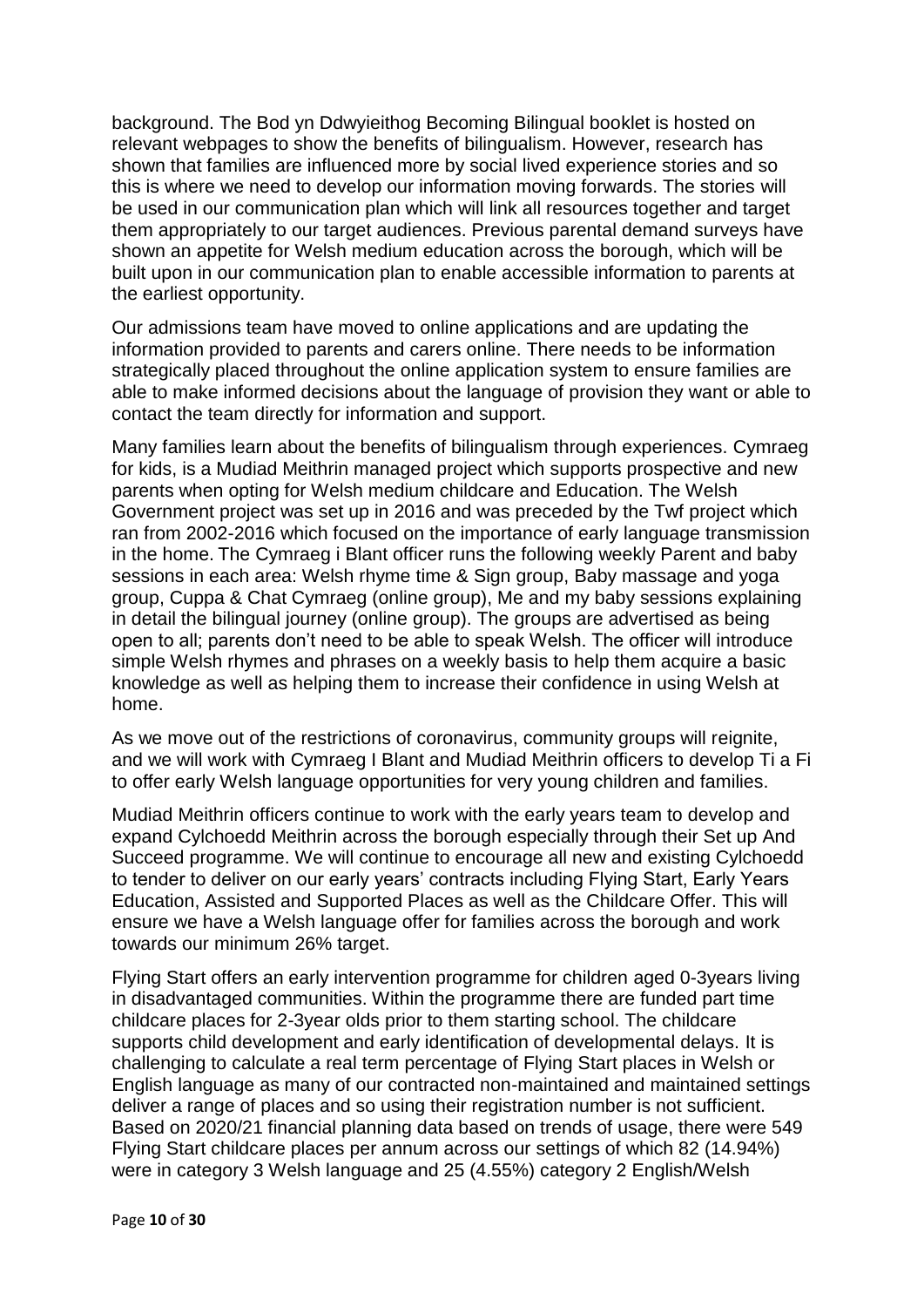background. The Bod yn Ddwyieithog Becoming Bilingual booklet is hosted on relevant webpages to show the benefits of bilingualism. However, research has shown that families are influenced more by social lived experience stories and so this is where we need to develop our information moving forwards. The stories will be used in our communication plan which will link all resources together and target them appropriately to our target audiences. Previous parental demand surveys have shown an appetite for Welsh medium education across the borough, which will be built upon in our communication plan to enable accessible information to parents at the earliest opportunity.

Our admissions team have moved to online applications and are updating the information provided to parents and carers online. There needs to be information strategically placed throughout the online application system to ensure families are able to make informed decisions about the language of provision they want or able to contact the team directly for information and support.

Many families learn about the benefits of bilingualism through experiences. Cymraeg for kids, is a Mudiad Meithrin managed project which supports prospective and new parents when opting for Welsh medium childcare and Education. The Welsh Government project was set up in 2016 and was preceded by the Twf project which ran from 2002-2016 which focused on the importance of early language transmission in the home. The Cymraeg i Blant officer runs the following weekly Parent and baby sessions in each area: Welsh rhyme time & Sign group, Baby massage and yoga group, Cuppa & Chat Cymraeg (online group), Me and my baby sessions explaining in detail the bilingual journey (online group). The groups are advertised as being open to all; parents don't need to be able to speak Welsh. The officer will introduce simple Welsh rhymes and phrases on a weekly basis to help them acquire a basic knowledge as well as helping them to increase their confidence in using Welsh at home.

As we move out of the restrictions of coronavirus, community groups will reignite, and we will work with Cymraeg I Blant and Mudiad Meithrin officers to develop Ti a Fi to offer early Welsh language opportunities for very young children and families.

Mudiad Meithrin officers continue to work with the early years team to develop and expand Cylchoedd Meithrin across the borough especially through their Set up And Succeed programme. We will continue to encourage all new and existing Cylchoedd to tender to deliver on our early years' contracts including Flying Start, Early Years Education, Assisted and Supported Places as well as the Childcare Offer. This will ensure we have a Welsh language offer for families across the borough and work towards our minimum 26% target.

Flying Start offers an early intervention programme for children aged 0-3years living in disadvantaged communities. Within the programme there are funded part time childcare places for 2-3year olds prior to them starting school. The childcare supports child development and early identification of developmental delays. It is challenging to calculate a real term percentage of Flying Start places in Welsh or English language as many of our contracted non-maintained and maintained settings deliver a range of places and so using their registration number is not sufficient. Based on 2020/21 financial planning data based on trends of usage, there were 549 Flying Start childcare places per annum across our settings of which 82 (14.94%) were in category 3 Welsh language and 25 (4.55%) category 2 English/Welsh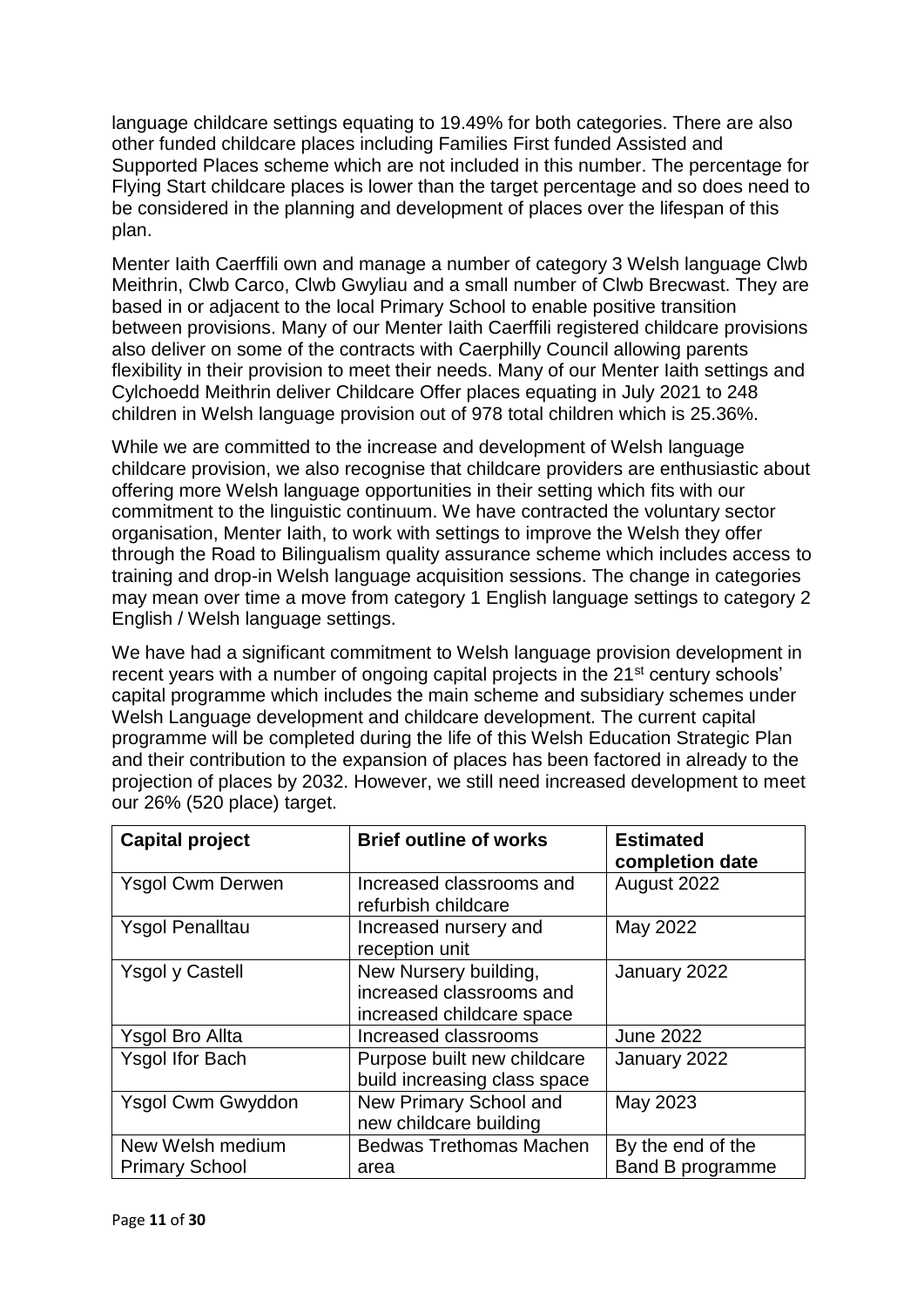language childcare settings equating to 19.49% for both categories. There are also other funded childcare places including Families First funded Assisted and Supported Places scheme which are not included in this number. The percentage for Flying Start childcare places is lower than the target percentage and so does need to be considered in the planning and development of places over the lifespan of this plan.

Menter Iaith Caerffili own and manage a number of category 3 Welsh language Clwb Meithrin, Clwb Carco, Clwb Gwyliau and a small number of Clwb Brecwast. They are based in or adjacent to the local Primary School to enable positive transition between provisions. Many of our Menter Iaith Caerffili registered childcare provisions also deliver on some of the contracts with Caerphilly Council allowing parents flexibility in their provision to meet their needs. Many of our Menter Iaith settings and Cylchoedd Meithrin deliver Childcare Offer places equating in July 2021 to 248 children in Welsh language provision out of 978 total children which is 25.36%.

While we are committed to the increase and development of Welsh language childcare provision, we also recognise that childcare providers are enthusiastic about offering more Welsh language opportunities in their setting which fits with our commitment to the linguistic continuum. We have contracted the voluntary sector organisation, Menter Iaith, to work with settings to improve the Welsh they offer through the Road to Bilingualism quality assurance scheme which includes access to training and drop-in Welsh language acquisition sessions. The change in categories may mean over time a move from category 1 English language settings to category 2 English / Welsh language settings.

We have had a significant commitment to Welsh language provision development in recent years with a number of ongoing capital projects in the 21st century schools' capital programme which includes the main scheme and subsidiary schemes under Welsh Language development and childcare development. The current capital programme will be completed during the life of this Welsh Education Strategic Plan and their contribution to the expansion of places has been factored in already to the projection of places by 2032. However, we still need increased development to meet our 26% (520 place) target.

| **Capital project** | **Brief outline of works** | **Estimated completion date** |
|---|---|---|
| Ysgol Cwm Derwen | Increased classrooms and refurbish childcare | August 2022 |
| Ysgol Penalltau | Increased nursery and reception unit | May 2022 |
| Ysgol y Castell | New Nursery building, increased classrooms and increased childcare space | January 2022 |
| Ysgol Bro Allta | Increased classrooms | June 2022 |
| Ysgol Ifor Bach | Purpose built new childcare build increasing class space | January 2022 |
| Ysgol Cwm Gwyddon | New Primary School and new childcare building | May 2023 |
| New Welsh medium Primary School | Bedwas Trethomas Machen area | By the end of the Band B programme |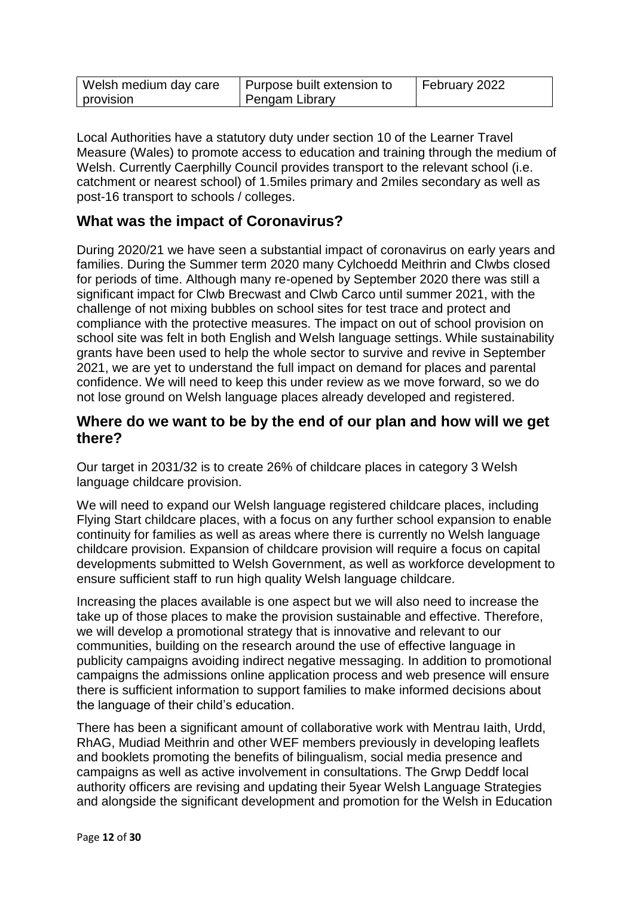| Welsh medium day care provision | Purpose built extension to Pengam Library | February 2022 |
|---|---|---|

Local Authorities have a statutory duty under section 10 of the Learner Travel Measure (Wales) to promote access to education and training through the medium of Welsh. Currently Caerphilly Council provides transport to the relevant school (i.e. catchment or nearest school) of 1.5miles primary and 2miles secondary as well as post-16 transport to schools / colleges.

## What was the impact of Coronavirus?

During 2020/21 we have seen a substantial impact of coronavirus on early years and families. During the Summer term 2020 many Cylchoedd Meithrin and Clwbs closed for periods of time. Although many re-opened by September 2020 there was still a significant impact for Clwb Brecwast and Clwb Carco until summer 2021, with the challenge of not mixing bubbles on school sites for test trace and protect and compliance with the protective measures. The impact on out of school provision on school site was felt in both English and Welsh language settings. While sustainability grants have been used to help the whole sector to survive and revive in September 2021, we are yet to understand the full impact on demand for places and parental confidence. We will need to keep this under review as we move forward, so we do not lose ground on Welsh language places already developed and registered.

## Where do we want to be by the end of our plan and how will we get there?

Our target in 2031/32 is to create 26% of childcare places in category 3 Welsh language childcare provision.

We will need to expand our Welsh language registered childcare places, including Flying Start childcare places, with a focus on any further school expansion to enable continuity for families as well as areas where there is currently no Welsh language childcare provision. Expansion of childcare provision will require a focus on capital developments submitted to Welsh Government, as well as workforce development to ensure sufficient staff to run high quality Welsh language childcare.

Increasing the places available is one aspect but we will also need to increase the take up of those places to make the provision sustainable and effective. Therefore, we will develop a promotional strategy that is innovative and relevant to our communities, building on the research around the use of effective language in publicity campaigns avoiding indirect negative messaging. In addition to promotional campaigns the admissions online application process and web presence will ensure there is sufficient information to support families to make informed decisions about the language of their child's education.

There has been a significant amount of collaborative work with Mentrau Iaith, Urdd, RhAG, Mudiad Meithrin and other WEF members previously in developing leaflets and booklets promoting the benefits of bilingualism, social media presence and campaigns as well as active involvement in consultations. The Grwp Deddf local authority officers are revising and updating their 5year Welsh Language Strategies and alongside the significant development and promotion for the Welsh in Education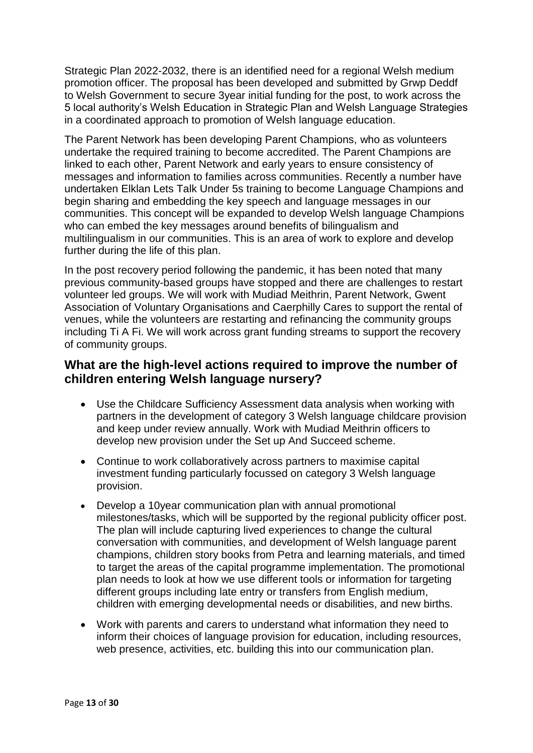Strategic Plan 2022-2032, there is an identified need for a regional Welsh medium promotion officer. The proposal has been developed and submitted by Grwp Deddf to Welsh Government to secure 3year initial funding for the post, to work across the 5 local authority's Welsh Education in Strategic Plan and Welsh Language Strategies in a coordinated approach to promotion of Welsh language education.

The Parent Network has been developing Parent Champions, who as volunteers undertake the required training to become accredited. The Parent Champions are linked to each other, Parent Network and early years to ensure consistency of messages and information to families across communities. Recently a number have undertaken Elklan Lets Talk Under 5s training to become Language Champions and begin sharing and embedding the key speech and language messages in our communities. This concept will be expanded to develop Welsh language Champions who can embed the key messages around benefits of bilingualism and multilingualism in our communities. This is an area of work to explore and develop further during the life of this plan.

In the post recovery period following the pandemic, it has been noted that many previous community-based groups have stopped and there are challenges to restart volunteer led groups. We will work with Mudiad Meithrin, Parent Network, Gwent Association of Voluntary Organisations and Caerphilly Cares to support the rental of venues, while the volunteers are restarting and refinancing the community groups including Ti A Fi. We will work across grant funding streams to support the recovery of community groups.

## What are the high-level actions required to improve the number of children entering Welsh language nursery?

- Use the Childcare Sufficiency Assessment data analysis when working with partners in the development of category 3 Welsh language childcare provision and keep under review annually. Work with Mudiad Meithrin officers to develop new provision under the Set up And Succeed scheme.
- Continue to work collaboratively across partners to maximise capital investment funding particularly focussed on category 3 Welsh language provision.
- Develop a 10year communication plan with annual promotional milestones/tasks, which will be supported by the regional publicity officer post. The plan will include capturing lived experiences to change the cultural conversation with communities, and development of Welsh language parent champions, children story books from Petra and learning materials, and timed to target the areas of the capital programme implementation. The promotional plan needs to look at how we use different tools or information for targeting different groups including late entry or transfers from English medium, children with emerging developmental needs or disabilities, and new births.
- Work with parents and carers to understand what information they need to inform their choices of language provision for education, including resources, web presence, activities, etc. building this into our communication plan.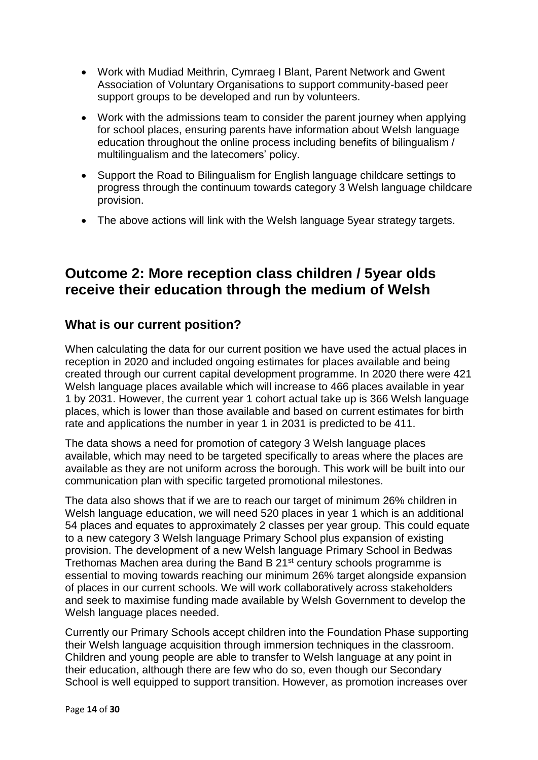- Work with Mudiad Meithrin, Cymraeg I Blant, Parent Network and Gwent Association of Voluntary Organisations to support community-based peer support groups to be developed and run by volunteers.
- Work with the admissions team to consider the parent journey when applying for school places, ensuring parents have information about Welsh language education throughout the online process including benefits of bilingualism / multilingualism and the latecomers' policy.
- Support the Road to Bilingualism for English language childcare settings to progress through the continuum towards category 3 Welsh language childcare provision.
- The above actions will link with the Welsh language 5year strategy targets.

## Outcome 2: More reception class children / 5year olds receive their education through the medium of Welsh

### What is our current position?

When calculating the data for our current position we have used the actual places in reception in 2020 and included ongoing estimates for places available and being created through our current capital development programme. In 2020 there were 421 Welsh language places available which will increase to 466 places available in year 1 by 2031. However, the current year 1 cohort actual take up is 366 Welsh language places, which is lower than those available and based on current estimates for birth rate and applications the number in year 1 in 2031 is predicted to be 411.

The data shows a need for promotion of category 3 Welsh language places available, which may need to be targeted specifically to areas where the places are available as they are not uniform across the borough. This work will be built into our communication plan with specific targeted promotional milestones.

The data also shows that if we are to reach our target of minimum 26% children in Welsh language education, we will need 520 places in year 1 which is an additional 54 places and equates to approximately 2 classes per year group. This could equate to a new category 3 Welsh language Primary School plus expansion of existing provision. The development of a new Welsh language Primary School in Bedwas Trethomas Machen area during the Band B 21st century schools programme is essential to moving towards reaching our minimum 26% target alongside expansion of places in our current schools. We will work collaboratively across stakeholders and seek to maximise funding made available by Welsh Government to develop the Welsh language places needed.

Currently our Primary Schools accept children into the Foundation Phase supporting their Welsh language acquisition through immersion techniques in the classroom. Children and young people are able to transfer to Welsh language at any point in their education, although there are few who do so, even though our Secondary School is well equipped to support transition. However, as promotion increases over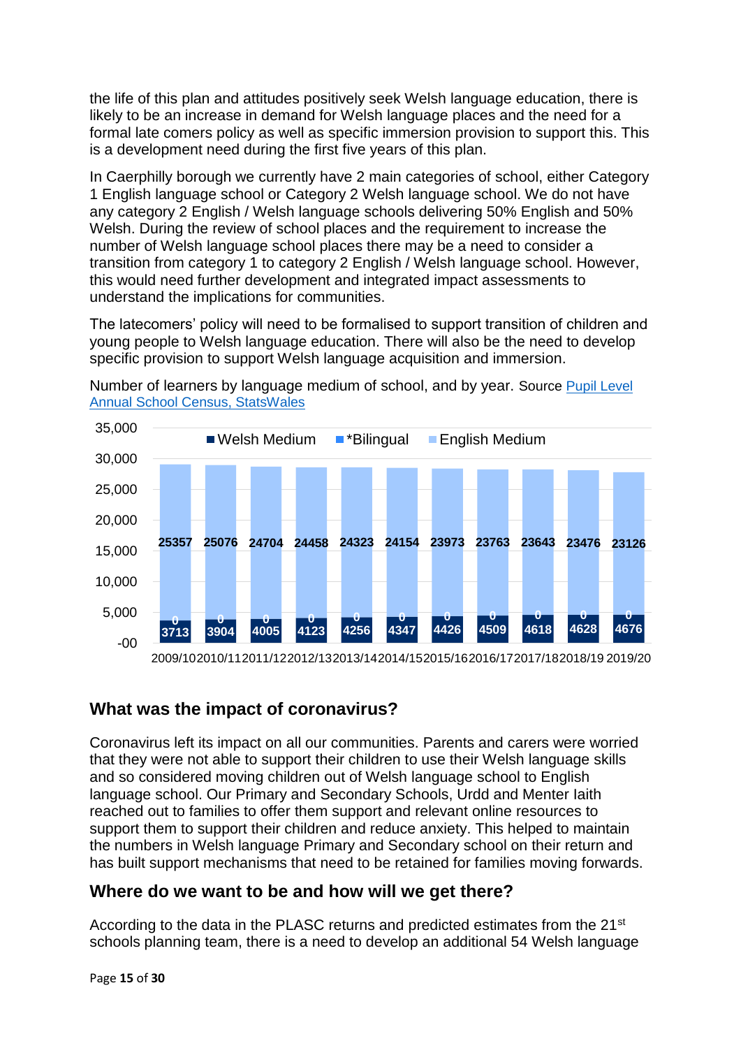the life of this plan and attitudes positively seek Welsh language education, there is likely to be an increase in demand for Welsh language places and the need for a formal late comers policy as well as specific immersion provision to support this. This is a development need during the first five years of this plan.

In Caerphilly borough we currently have 2 main categories of school, either Category 1 English language school or Category 2 Welsh language school. We do not have any category 2 English / Welsh language schools delivering 50% English and 50% Welsh. During the review of school places and the requirement to increase the number of Welsh language school places there may be a need to consider a transition from category 1 to category 2 English / Welsh language school. However, this would need further development and integrated impact assessments to understand the implications for communities.

The latecomers' policy will need to be formalised to support transition of children and young people to Welsh language education. There will also be the need to develop specific provision to support Welsh language acquisition and immersion.

Number of learners by language medium of school, and by year. Source [Pupil Level Annual School Census, StatsWales]

| Year | Welsh Medium | *Bilingual | English Medium |
|---|---|---|---|
| 2009/10 | 3713 | 0 | 25357 |
| 2010/11 | 3904 | 0 | 25076 |
| 2011/12 | 4005 | 0 | 24704 |
| 2012/13 | 4123 | 0 | 24458 |
| 2013/14 | 4256 | 0 | 24323 |
| 2014/15 | 4347 | 0 | 24154 |
| 2015/16 | 4426 | 0 | 23973 |
| 2016/17 | 4509 | 0 | 23763 |
| 2017/18 | 4618 | 0 | 23643 |
| 2018/19 | 4628 | 0 | 23476 |
| 2019/20 | 4676 | 0 | 23126 |

## What was the impact of coronavirus?

Coronavirus left its impact on all our communities. Parents and carers were worried that they were not able to support their children to use their Welsh language skills and so considered moving children out of Welsh language school to English language school. Our Primary and Secondary Schools, Urdd and Menter Iaith reached out to families to offer them support and relevant online resources to support them to support their children and reduce anxiety. This helped to maintain the numbers in Welsh language Primary and Secondary school on their return and has built support mechanisms that need to be retained for families moving forwards.

## Where do we want to be and how will we get there?

According to the data in the PLASC returns and predicted estimates from the 21st schools planning team, there is a need to develop an additional 54 Welsh language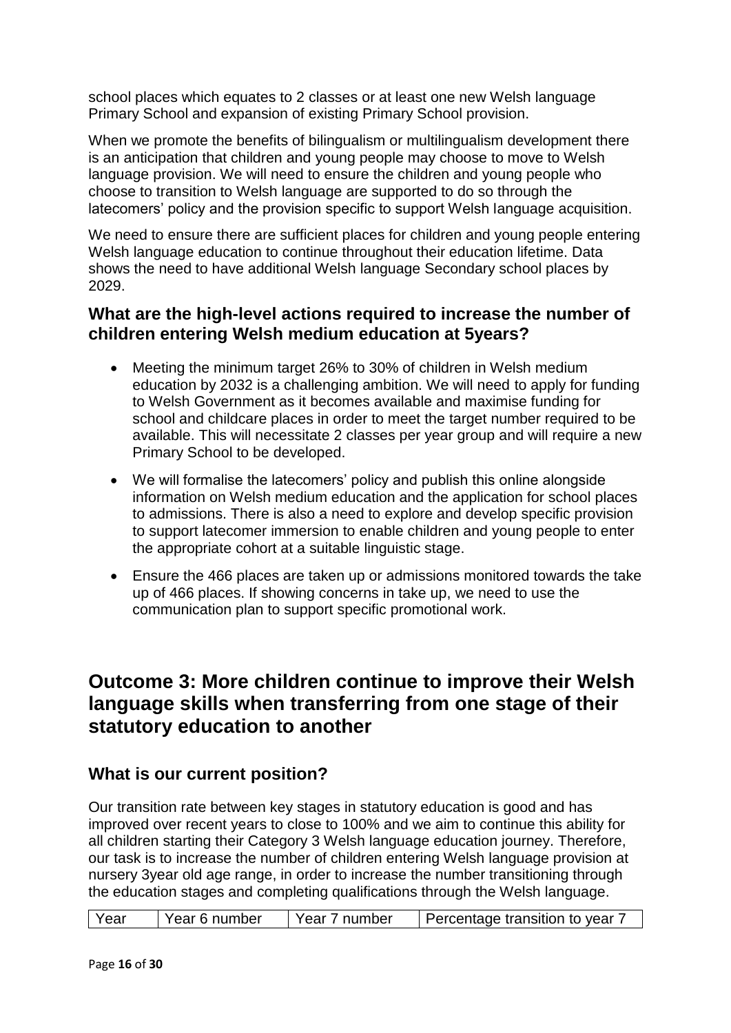school places which equates to 2 classes or at least one new Welsh language Primary School and expansion of existing Primary School provision.

When we promote the benefits of bilingualism or multilingualism development there is an anticipation that children and young people may choose to move to Welsh language provision. We will need to ensure the children and young people who choose to transition to Welsh language are supported to do so through the latecomers' policy and the provision specific to support Welsh language acquisition.

We need to ensure there are sufficient places for children and young people entering Welsh language education to continue throughout their education lifetime. Data shows the need to have additional Welsh language Secondary school places by 2029.

### What are the high-level actions required to increase the number of children entering Welsh medium education at 5years?

- Meeting the minimum target 26% to 30% of children in Welsh medium education by 2032 is a challenging ambition. We will need to apply for funding to Welsh Government as it becomes available and maximise funding for school and childcare places in order to meet the target number required to be available. This will necessitate 2 classes per year group and will require a new Primary School to be developed.
- We will formalise the latecomers' policy and publish this online alongside information on Welsh medium education and the application for school places to admissions. There is also a need to explore and develop specific provision to support latecomer immersion to enable children and young people to enter the appropriate cohort at a suitable linguistic stage.
- Ensure the 466 places are taken up or admissions monitored towards the take up of 466 places. If showing concerns in take up, we need to use the communication plan to support specific promotional work.

## Outcome 3: More children continue to improve their Welsh language skills when transferring from one stage of their statutory education to another

### What is our current position?

Our transition rate between key stages in statutory education is good and has improved over recent years to close to 100% and we aim to continue this ability for all children starting their Category 3 Welsh language education journey. Therefore, our task is to increase the number of children entering Welsh language provision at nursery 3year old age range, in order to increase the number transitioning through the education stages and completing qualifications through the Welsh language.

| Year | Year 6 number | Year 7 number | Percentage transition to year 7 |
|---|---|---|---|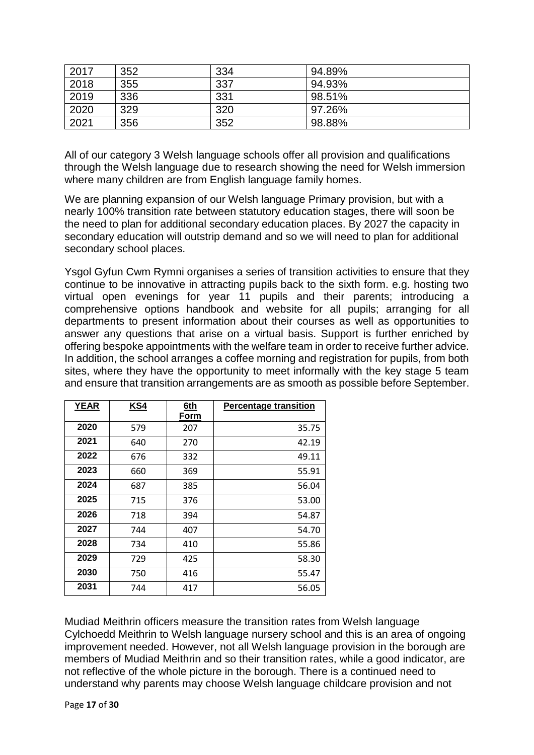| 2017 | 352 | 334 | 94.89% |
|---|---|---|---|
| 2018 | 355 | 337 | 94.93% |
| 2019 | 336 | 331 | 98.51% |
| 2020 | 329 | 320 | 97.26% |
| 2021 | 356 | 352 | 98.88% |

All of our category 3 Welsh language schools offer all provision and qualifications through the Welsh language due to research showing the need for Welsh immersion where many children are from English language family homes.

We are planning expansion of our Welsh language Primary provision, but with a nearly 100% transition rate between statutory education stages, there will soon be the need to plan for additional secondary education places. By 2027 the capacity in secondary education will outstrip demand and so we will need to plan for additional secondary school places.

Ysgol Gyfun Cwm Rymni organises a series of transition activities to ensure that they continue to be innovative in attracting pupils back to the sixth form. e.g. hosting two virtual open evenings for year 11 pupils and their parents; introducing a comprehensive options handbook and website for all pupils; arranging for all departments to present information about their courses as well as opportunities to answer any questions that arise on a virtual basis. Support is further enriched by offering bespoke appointments with the welfare team in order to receive further advice. In addition, the school arranges a coffee morning and registration for pupils, from both sites, where they have the opportunity to meet informally with the key stage 5 team and ensure that transition arrangements are as smooth as possible before September.

| YEAR | KS4 | 6th Form | Percentage transition |
|---|---|---|---|
| 2020 | 579 | 207 | 35.75 |
| 2021 | 640 | 270 | 42.19 |
| 2022 | 676 | 332 | 49.11 |
| 2023 | 660 | 369 | 55.91 |
| 2024 | 687 | 385 | 56.04 |
| 2025 | 715 | 376 | 53.00 |
| 2026 | 718 | 394 | 54.87 |
| 2027 | 744 | 407 | 54.70 |
| 2028 | 734 | 410 | 55.86 |
| 2029 | 729 | 425 | 58.30 |
| 2030 | 750 | 416 | 55.47 |
| 2031 | 744 | 417 | 56.05 |

Mudiad Meithrin officers measure the transition rates from Welsh language Cylchoedd Meithrin to Welsh language nursery school and this is an area of ongoing improvement needed. However, not all Welsh language provision in the borough are members of Mudiad Meithrin and so their transition rates, while a good indicator, are not reflective of the whole picture in the borough. There is a continued need to understand why parents may choose Welsh language childcare provision and not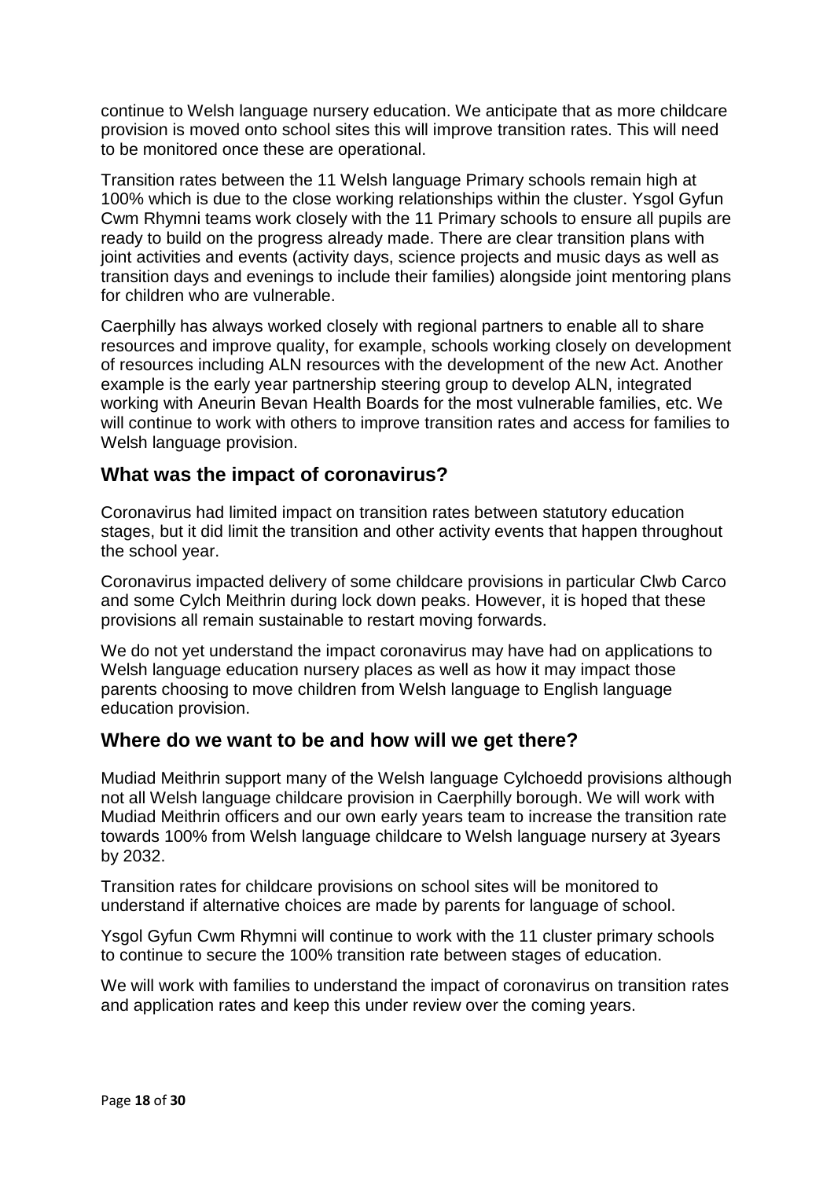continue to Welsh language nursery education. We anticipate that as more childcare provision is moved onto school sites this will improve transition rates. This will need to be monitored once these are operational.

Transition rates between the 11 Welsh language Primary schools remain high at 100% which is due to the close working relationships within the cluster. Ysgol Gyfun Cwm Rhymni teams work closely with the 11 Primary schools to ensure all pupils are ready to build on the progress already made. There are clear transition plans with joint activities and events (activity days, science projects and music days as well as transition days and evenings to include their families) alongside joint mentoring plans for children who are vulnerable.

Caerphilly has always worked closely with regional partners to enable all to share resources and improve quality, for example, schools working closely on development of resources including ALN resources with the development of the new Act. Another example is the early year partnership steering group to develop ALN, integrated working with Aneurin Bevan Health Boards for the most vulnerable families, etc. We will continue to work with others to improve transition rates and access for families to Welsh language provision.

## What was the impact of coronavirus?

Coronavirus had limited impact on transition rates between statutory education stages, but it did limit the transition and other activity events that happen throughout the school year.

Coronavirus impacted delivery of some childcare provisions in particular Clwb Carco and some Cylch Meithrin during lock down peaks. However, it is hoped that these provisions all remain sustainable to restart moving forwards.

We do not yet understand the impact coronavirus may have had on applications to Welsh language education nursery places as well as how it may impact those parents choosing to move children from Welsh language to English language education provision.

## Where do we want to be and how will we get there?

Mudiad Meithrin support many of the Welsh language Cylchoedd provisions although not all Welsh language childcare provision in Caerphilly borough. We will work with Mudiad Meithrin officers and our own early years team to increase the transition rate towards 100% from Welsh language childcare to Welsh language nursery at 3years by 2032.

Transition rates for childcare provisions on school sites will be monitored to understand if alternative choices are made by parents for language of school.

Ysgol Gyfun Cwm Rhymni will continue to work with the 11 cluster primary schools to continue to secure the 100% transition rate between stages of education.

We will work with families to understand the impact of coronavirus on transition rates and application rates and keep this under review over the coming years.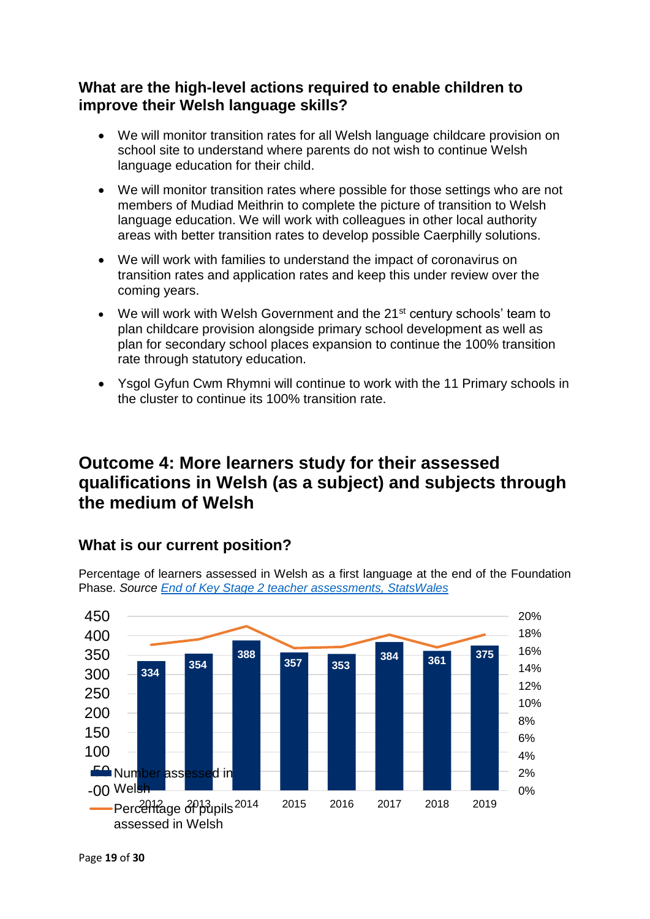### What are the high-level actions required to enable children to improve their Welsh language skills?

- We will monitor transition rates for all Welsh language childcare provision on school site to understand where parents do not wish to continue Welsh language education for their child.
- We will monitor transition rates where possible for those settings who are not members of Mudiad Meithrin to complete the picture of transition to Welsh language education. We will work with colleagues in other local authority areas with better transition rates to develop possible Caerphilly solutions.
- We will work with families to understand the impact of coronavirus on transition rates and application rates and keep this under review over the coming years.
- We will work with Welsh Government and the 21st century schools' team to plan childcare provision alongside primary school development as well as plan for secondary school places expansion to continue the 100% transition rate through statutory education.
- Ysgol Gyfun Cwm Rhymni will continue to work with the 11 Primary schools in the cluster to continue its 100% transition rate.

## Outcome 4: More learners study for their assessed qualifications in Welsh (as a subject) and subjects through the medium of Welsh

### What is our current position?

Percentage of learners assessed in Welsh as a first language at the end of the Foundation Phase. *Source* [End of Key Stage 2 teacher assessments, StatsWales]()

| Year | 2012 | 2013 | 2014 | 2015 | 2016 | 2017 | 2018 | 2019 |
|---|---|---|---|---|---|---|---|---|
| Number assessed in Welsh | 334 | 354 | 388 | 357 | 353 | 384 | 361 | 375 |

Legend: Number assessed in Welsh; Percentage of pupils assessed in Welsh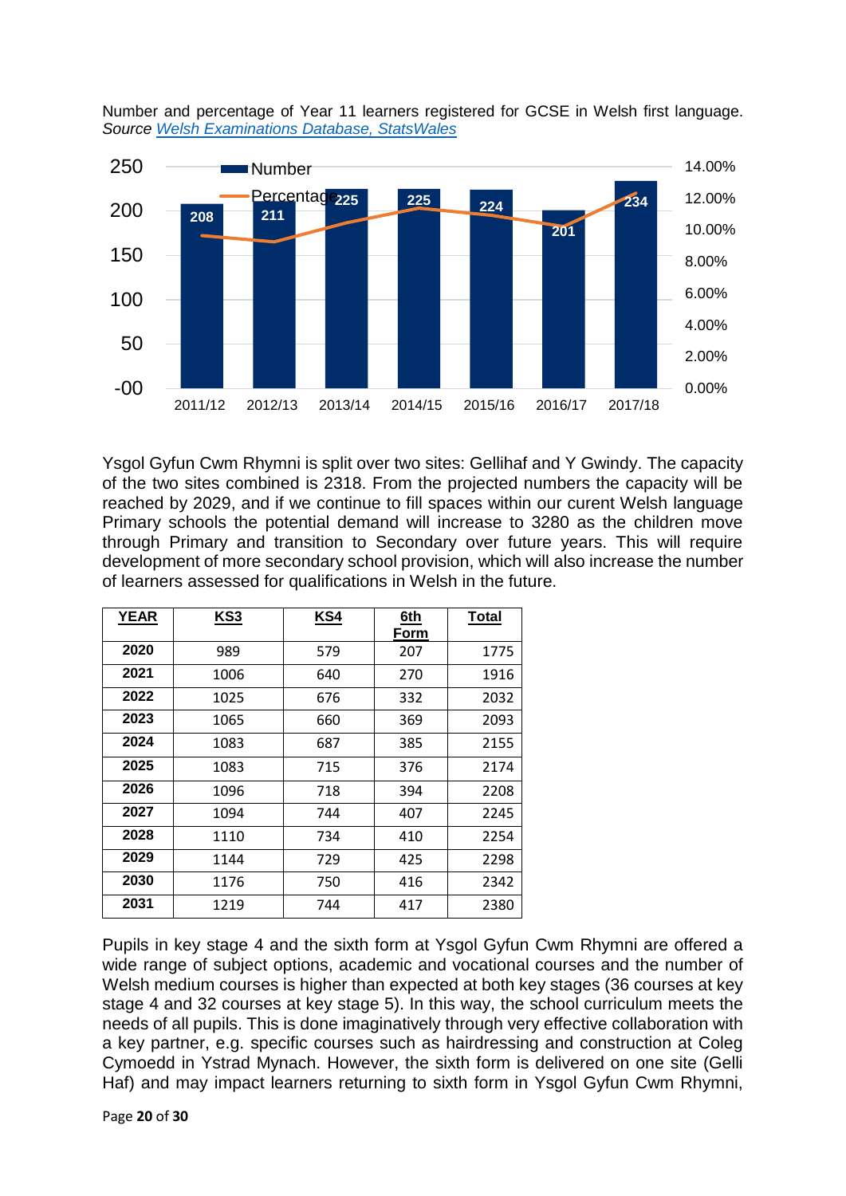Number and percentage of Year 11 learners registered for GCSE in Welsh first language. *Source Welsh Examinations Database, StatsWales*

| | 2011/12 | 2012/13 | 2013/14 | 2014/15 | 2015/16 | 2016/17 | 2017/18 |
|---|---|---|---|---|---|---|---|
| Number | 208 | 211 | 225 | 225 | 224 | 201 | 234 |

Ysgol Gyfun Cwm Rhymni is split over two sites: Gellihaf and Y Gwindy. The capacity of the two sites combined is 2318. From the projected numbers the capacity will be reached by 2029, and if we continue to fill spaces within our curent Welsh language Primary schools the potential demand will increase to 3280 as the children move through Primary and transition to Secondary over future years. This will require development of more secondary school provision, which will also increase the number of learners assessed for qualifications in Welsh in the future.

| YEAR | KS3 | KS4 | 6th Form | Total |
|---|---|---|---|---|
| 2020 | 989 | 579 | 207 | 1775 |
| 2021 | 1006 | 640 | 270 | 1916 |
| 2022 | 1025 | 676 | 332 | 2032 |
| 2023 | 1065 | 660 | 369 | 2093 |
| 2024 | 1083 | 687 | 385 | 2155 |
| 2025 | 1083 | 715 | 376 | 2174 |
| 2026 | 1096 | 718 | 394 | 2208 |
| 2027 | 1094 | 744 | 407 | 2245 |
| 2028 | 1110 | 734 | 410 | 2254 |
| 2029 | 1144 | 729 | 425 | 2298 |
| 2030 | 1176 | 750 | 416 | 2342 |
| 2031 | 1219 | 744 | 417 | 2380 |

Pupils in key stage 4 and the sixth form at Ysgol Gyfun Cwm Rhymni are offered a wide range of subject options, academic and vocational courses and the number of Welsh medium courses is higher than expected at both key stages (36 courses at key stage 4 and 32 courses at key stage 5). In this way, the school curriculum meets the needs of all pupils. This is done imaginatively through very effective collaboration with a key partner, e.g. specific courses such as hairdressing and construction at Coleg Cymoedd in Ystrad Mynach. However, the sixth form is delivered on one site (Gelli Haf) and may impact learners returning to sixth form in Ysgol Gyfun Cwm Rhymni,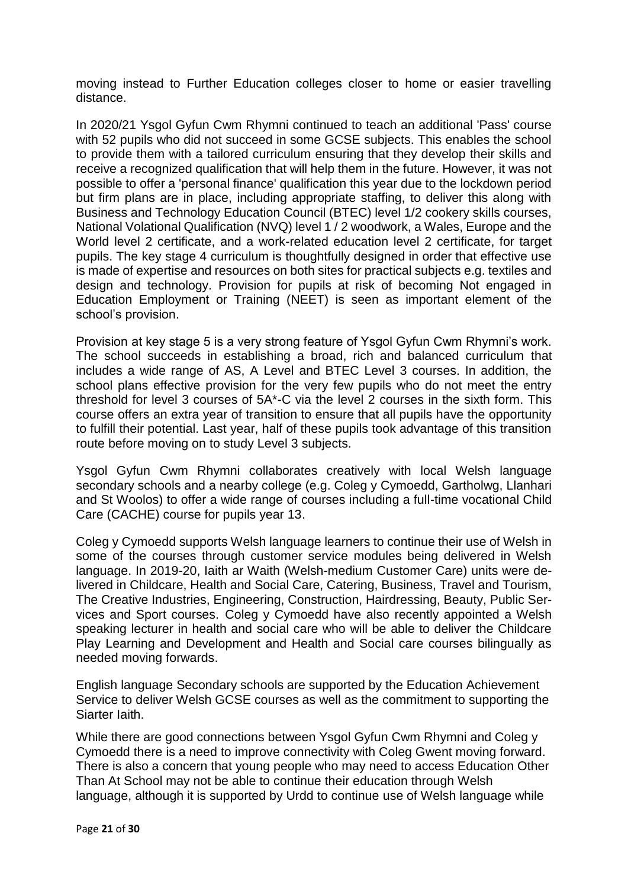moving instead to Further Education colleges closer to home or easier travelling distance.

In 2020/21 Ysgol Gyfun Cwm Rhymni continued to teach an additional 'Pass' course with 52 pupils who did not succeed in some GCSE subjects. This enables the school to provide them with a tailored curriculum ensuring that they develop their skills and receive a recognized qualification that will help them in the future. However, it was not possible to offer a 'personal finance' qualification this year due to the lockdown period but firm plans are in place, including appropriate staffing, to deliver this along with Business and Technology Education Council (BTEC) level 1/2 cookery skills courses, National Volational Qualification (NVQ) level 1 / 2 woodwork, a Wales, Europe and the World level 2 certificate, and a work-related education level 2 certificate, for target pupils. The key stage 4 curriculum is thoughtfully designed in order that effective use is made of expertise and resources on both sites for practical subjects e.g. textiles and design and technology. Provision for pupils at risk of becoming Not engaged in Education Employment or Training (NEET) is seen as important element of the school's provision.

Provision at key stage 5 is a very strong feature of Ysgol Gyfun Cwm Rhymni's work. The school succeeds in establishing a broad, rich and balanced curriculum that includes a wide range of AS, A Level and BTEC Level 3 courses. In addition, the school plans effective provision for the very few pupils who do not meet the entry threshold for level 3 courses of 5A*-C via the level 2 courses in the sixth form. This course offers an extra year of transition to ensure that all pupils have the opportunity to fulfill their potential. Last year, half of these pupils took advantage of this transition route before moving on to study Level 3 subjects.

Ysgol Gyfun Cwm Rhymni collaborates creatively with local Welsh language secondary schools and a nearby college (e.g. Coleg y Cymoedd, Gartholwg, Llanhari and St Woolos) to offer a wide range of courses including a full-time vocational Child Care (CACHE) course for pupils year 13.

Coleg y Cymoedd supports Welsh language learners to continue their use of Welsh in some of the courses through customer service modules being delivered in Welsh language. In 2019-20, Iaith ar Waith (Welsh-medium Customer Care) units were delivered in Childcare, Health and Social Care, Catering, Business, Travel and Tourism, The Creative Industries, Engineering, Construction, Hairdressing, Beauty, Public Services and Sport courses. Coleg y Cymoedd have also recently appointed a Welsh speaking lecturer in health and social care who will be able to deliver the Childcare Play Learning and Development and Health and Social care courses bilingually as needed moving forwards.

English language Secondary schools are supported by the Education Achievement Service to deliver Welsh GCSE courses as well as the commitment to supporting the Siarter Iaith.

While there are good connections between Ysgol Gyfun Cwm Rhymni and Coleg y Cymoedd there is a need to improve connectivity with Coleg Gwent moving forward. There is also a concern that young people who may need to access Education Other Than At School may not be able to continue their education through Welsh language, although it is supported by Urdd to continue use of Welsh language while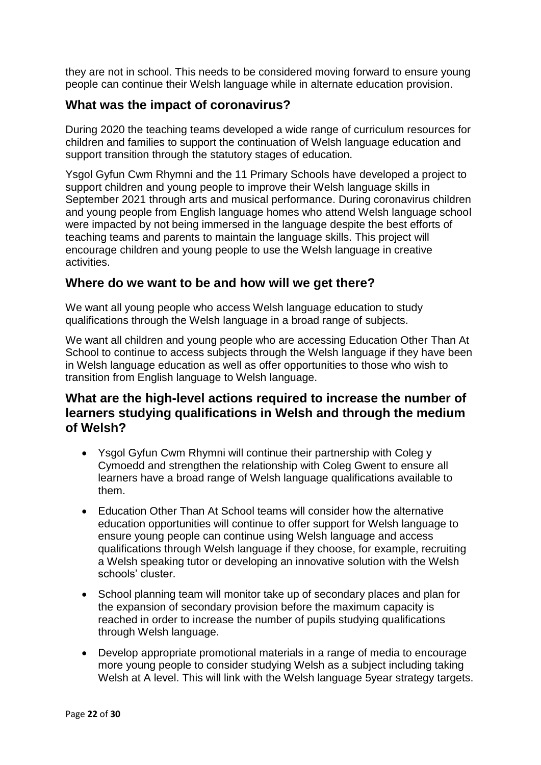they are not in school. This needs to be considered moving forward to ensure young people can continue their Welsh language while in alternate education provision.

## What was the impact of coronavirus?

During 2020 the teaching teams developed a wide range of curriculum resources for children and families to support the continuation of Welsh language education and support transition through the statutory stages of education.

Ysgol Gyfun Cwm Rhymni and the 11 Primary Schools have developed a project to support children and young people to improve their Welsh language skills in September 2021 through arts and musical performance. During coronavirus children and young people from English language homes who attend Welsh language school were impacted by not being immersed in the language despite the best efforts of teaching teams and parents to maintain the language skills. This project will encourage children and young people to use the Welsh language in creative activities.

## Where do we want to be and how will we get there?

We want all young people who access Welsh language education to study qualifications through the Welsh language in a broad range of subjects.

We want all children and young people who are accessing Education Other Than At School to continue to access subjects through the Welsh language if they have been in Welsh language education as well as offer opportunities to those who wish to transition from English language to Welsh language.

## What are the high-level actions required to increase the number of learners studying qualifications in Welsh and through the medium of Welsh?

- Ysgol Gyfun Cwm Rhymni will continue their partnership with Coleg y Cymoedd and strengthen the relationship with Coleg Gwent to ensure all learners have a broad range of Welsh language qualifications available to them.
- Education Other Than At School teams will consider how the alternative education opportunities will continue to offer support for Welsh language to ensure young people can continue using Welsh language and access qualifications through Welsh language if they choose, for example, recruiting a Welsh speaking tutor or developing an innovative solution with the Welsh schools' cluster.
- School planning team will monitor take up of secondary places and plan for the expansion of secondary provision before the maximum capacity is reached in order to increase the number of pupils studying qualifications through Welsh language.
- Develop appropriate promotional materials in a range of media to encourage more young people to consider studying Welsh as a subject including taking Welsh at A level. This will link with the Welsh language 5year strategy targets.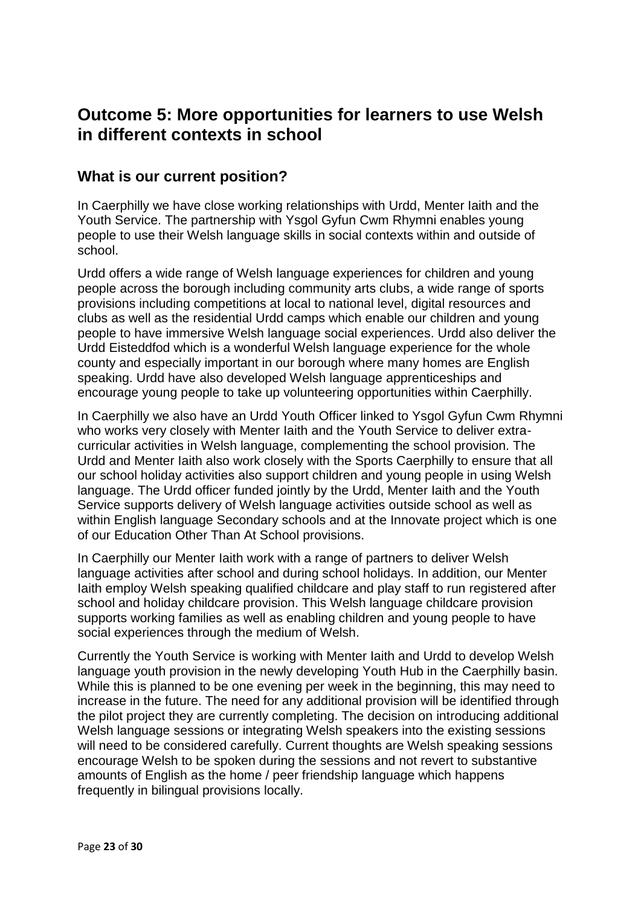## Outcome 5: More opportunities for learners to use Welsh in different contexts in school

### What is our current position?

In Caerphilly we have close working relationships with Urdd, Menter Iaith and the Youth Service. The partnership with Ysgol Gyfun Cwm Rhymni enables young people to use their Welsh language skills in social contexts within and outside of school.

Urdd offers a wide range of Welsh language experiences for children and young people across the borough including community arts clubs, a wide range of sports provisions including competitions at local to national level, digital resources and clubs as well as the residential Urdd camps which enable our children and young people to have immersive Welsh language social experiences. Urdd also deliver the Urdd Eisteddfod which is a wonderful Welsh language experience for the whole county and especially important in our borough where many homes are English speaking. Urdd have also developed Welsh language apprenticeships and encourage young people to take up volunteering opportunities within Caerphilly.

In Caerphilly we also have an Urdd Youth Officer linked to Ysgol Gyfun Cwm Rhymni who works very closely with Menter Iaith and the Youth Service to deliver extra-curricular activities in Welsh language, complementing the school provision. The Urdd and Menter Iaith also work closely with the Sports Caerphilly to ensure that all our school holiday activities also support children and young people in using Welsh language. The Urdd officer funded jointly by the Urdd, Menter Iaith and the Youth Service supports delivery of Welsh language activities outside school as well as within English language Secondary schools and at the Innovate project which is one of our Education Other Than At School provisions.

In Caerphilly our Menter Iaith work with a range of partners to deliver Welsh language activities after school and during school holidays. In addition, our Menter Iaith employ Welsh speaking qualified childcare and play staff to run registered after school and holiday childcare provision. This Welsh language childcare provision supports working families as well as enabling children and young people to have social experiences through the medium of Welsh.

Currently the Youth Service is working with Menter Iaith and Urdd to develop Welsh language youth provision in the newly developing Youth Hub in the Caerphilly basin. While this is planned to be one evening per week in the beginning, this may need to increase in the future. The need for any additional provision will be identified through the pilot project they are currently completing. The decision on introducing additional Welsh language sessions or integrating Welsh speakers into the existing sessions will need to be considered carefully. Current thoughts are Welsh speaking sessions encourage Welsh to be spoken during the sessions and not revert to substantive amounts of English as the home / peer friendship language which happens frequently in bilingual provisions locally.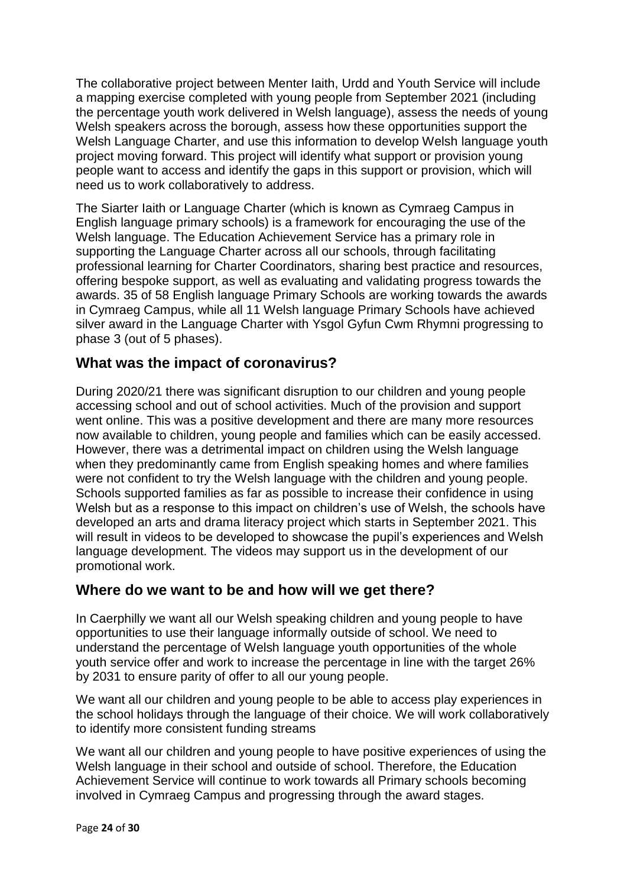The collaborative project between Menter Iaith, Urdd and Youth Service will include a mapping exercise completed with young people from September 2021 (including the percentage youth work delivered in Welsh language), assess the needs of young Welsh speakers across the borough, assess how these opportunities support the Welsh Language Charter, and use this information to develop Welsh language youth project moving forward. This project will identify what support or provision young people want to access and identify the gaps in this support or provision, which will need us to work collaboratively to address.

The Siarter Iaith or Language Charter (which is known as Cymraeg Campus in English language primary schools) is a framework for encouraging the use of the Welsh language. The Education Achievement Service has a primary role in supporting the Language Charter across all our schools, through facilitating professional learning for Charter Coordinators, sharing best practice and resources, offering bespoke support, as well as evaluating and validating progress towards the awards. 35 of 58 English language Primary Schools are working towards the awards in Cymraeg Campus, while all 11 Welsh language Primary Schools have achieved silver award in the Language Charter with Ysgol Gyfun Cwm Rhymni progressing to phase 3 (out of 5 phases).

## What was the impact of coronavirus?

During 2020/21 there was significant disruption to our children and young people accessing school and out of school activities. Much of the provision and support went online. This was a positive development and there are many more resources now available to children, young people and families which can be easily accessed. However, there was a detrimental impact on children using the Welsh language when they predominantly came from English speaking homes and where families were not confident to try the Welsh language with the children and young people. Schools supported families as far as possible to increase their confidence in using Welsh but as a response to this impact on children's use of Welsh, the schools have developed an arts and drama literacy project which starts in September 2021. This will result in videos to be developed to showcase the pupil's experiences and Welsh language development. The videos may support us in the development of our promotional work.

## Where do we want to be and how will we get there?

In Caerphilly we want all our Welsh speaking children and young people to have opportunities to use their language informally outside of school. We need to understand the percentage of Welsh language youth opportunities of the whole youth service offer and work to increase the percentage in line with the target 26% by 2031 to ensure parity of offer to all our young people.

We want all our children and young people to be able to access play experiences in the school holidays through the language of their choice. We will work collaboratively to identify more consistent funding streams

We want all our children and young people to have positive experiences of using the Welsh language in their school and outside of school. Therefore, the Education Achievement Service will continue to work towards all Primary schools becoming involved in Cymraeg Campus and progressing through the award stages.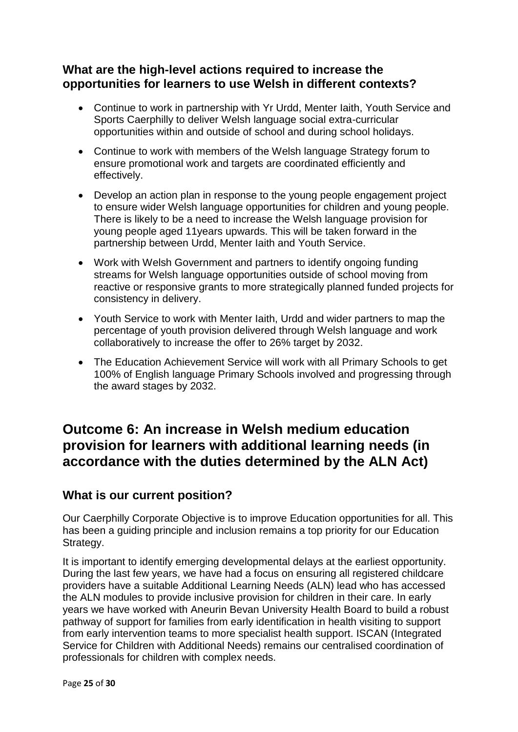### What are the high-level actions required to increase the opportunities for learners to use Welsh in different contexts?

- Continue to work in partnership with Yr Urdd, Menter Iaith, Youth Service and Sports Caerphilly to deliver Welsh language social extra-curricular opportunities within and outside of school and during school holidays.
- Continue to work with members of the Welsh language Strategy forum to ensure promotional work and targets are coordinated efficiently and effectively.
- Develop an action plan in response to the young people engagement project to ensure wider Welsh language opportunities for children and young people. There is likely to be a need to increase the Welsh language provision for young people aged 11years upwards. This will be taken forward in the partnership between Urdd, Menter Iaith and Youth Service.
- Work with Welsh Government and partners to identify ongoing funding streams for Welsh language opportunities outside of school moving from reactive or responsive grants to more strategically planned funded projects for consistency in delivery.
- Youth Service to work with Menter Iaith, Urdd and wider partners to map the percentage of youth provision delivered through Welsh language and work collaboratively to increase the offer to 26% target by 2032.
- The Education Achievement Service will work with all Primary Schools to get 100% of English language Primary Schools involved and progressing through the award stages by 2032.

## Outcome 6: An increase in Welsh medium education provision for learners with additional learning needs (in accordance with the duties determined by the ALN Act)

### What is our current position?

Our Caerphilly Corporate Objective is to improve Education opportunities for all. This has been a guiding principle and inclusion remains a top priority for our Education Strategy.

It is important to identify emerging developmental delays at the earliest opportunity. During the last few years, we have had a focus on ensuring all registered childcare providers have a suitable Additional Learning Needs (ALN) lead who has accessed the ALN modules to provide inclusive provision for children in their care. In early years we have worked with Aneurin Bevan University Health Board to build a robust pathway of support for families from early identification in health visiting to support from early intervention teams to more specialist health support. ISCAN (Integrated Service for Children with Additional Needs) remains our centralised coordination of professionals for children with complex needs.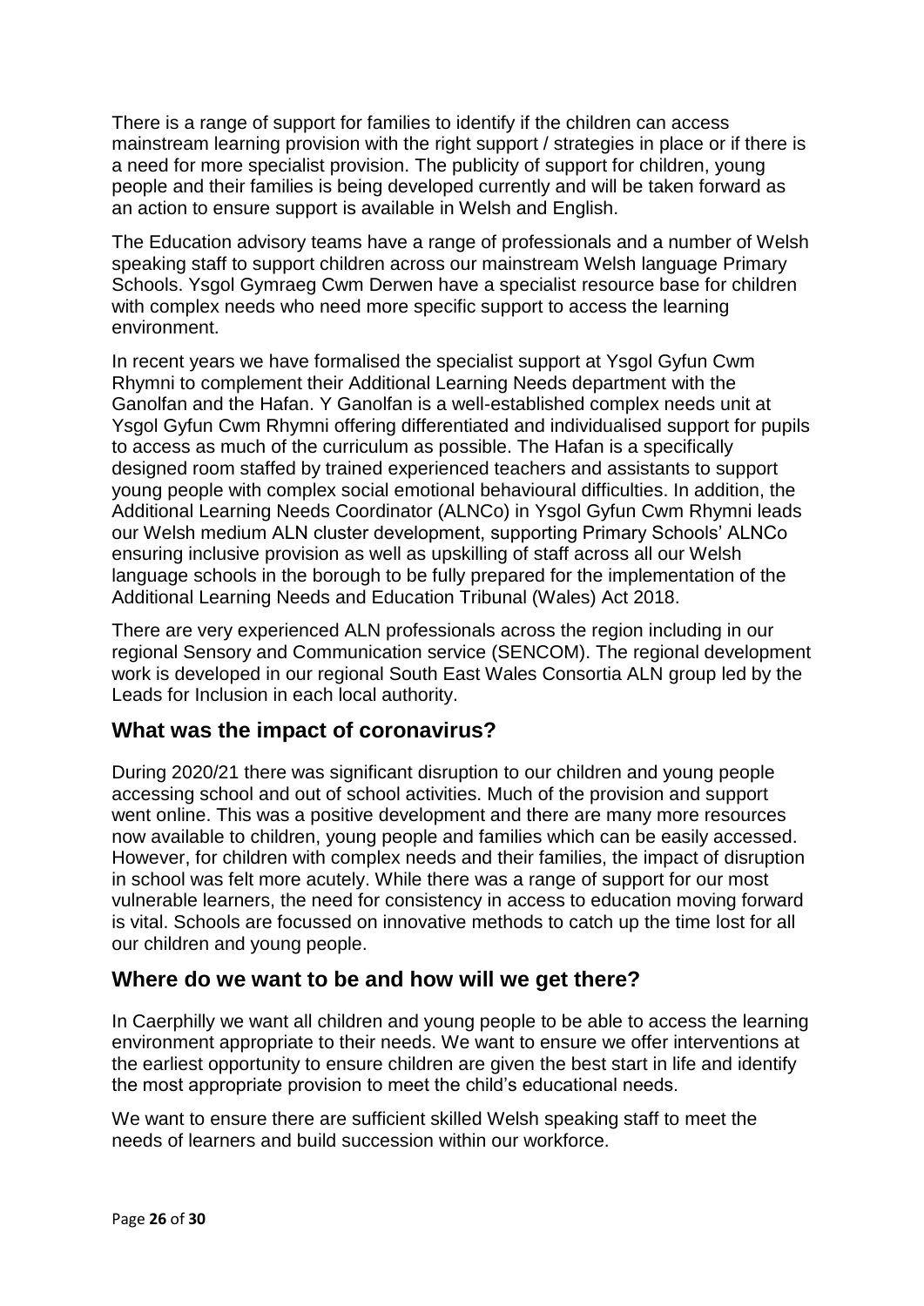There is a range of support for families to identify if the children can access mainstream learning provision with the right support / strategies in place or if there is a need for more specialist provision. The publicity of support for children, young people and their families is being developed currently and will be taken forward as an action to ensure support is available in Welsh and English.

The Education advisory teams have a range of professionals and a number of Welsh speaking staff to support children across our mainstream Welsh language Primary Schools. Ysgol Gymraeg Cwm Derwen have a specialist resource base for children with complex needs who need more specific support to access the learning environment.

In recent years we have formalised the specialist support at Ysgol Gyfun Cwm Rhymni to complement their Additional Learning Needs department with the Ganolfan and the Hafan. Y Ganolfan is a well-established complex needs unit at Ysgol Gyfun Cwm Rhymni offering differentiated and individualised support for pupils to access as much of the curriculum as possible. The Hafan is a specifically designed room staffed by trained experienced teachers and assistants to support young people with complex social emotional behavioural difficulties. In addition, the Additional Learning Needs Coordinator (ALNCo) in Ysgol Gyfun Cwm Rhymni leads our Welsh medium ALN cluster development, supporting Primary Schools' ALNCo ensuring inclusive provision as well as upskilling of staff across all our Welsh language schools in the borough to be fully prepared for the implementation of the Additional Learning Needs and Education Tribunal (Wales) Act 2018.

There are very experienced ALN professionals across the region including in our regional Sensory and Communication service (SENCOM). The regional development work is developed in our regional South East Wales Consortia ALN group led by the Leads for Inclusion in each local authority.

## What was the impact of coronavirus?

During 2020/21 there was significant disruption to our children and young people accessing school and out of school activities. Much of the provision and support went online. This was a positive development and there are many more resources now available to children, young people and families which can be easily accessed. However, for children with complex needs and their families, the impact of disruption in school was felt more acutely. While there was a range of support for our most vulnerable learners, the need for consistency in access to education moving forward is vital. Schools are focussed on innovative methods to catch up the time lost for all our children and young people.

## Where do we want to be and how will we get there?

In Caerphilly we want all children and young people to be able to access the learning environment appropriate to their needs. We want to ensure we offer interventions at the earliest opportunity to ensure children are given the best start in life and identify the most appropriate provision to meet the child's educational needs.

We want to ensure there are sufficient skilled Welsh speaking staff to meet the needs of learners and build succession within our workforce.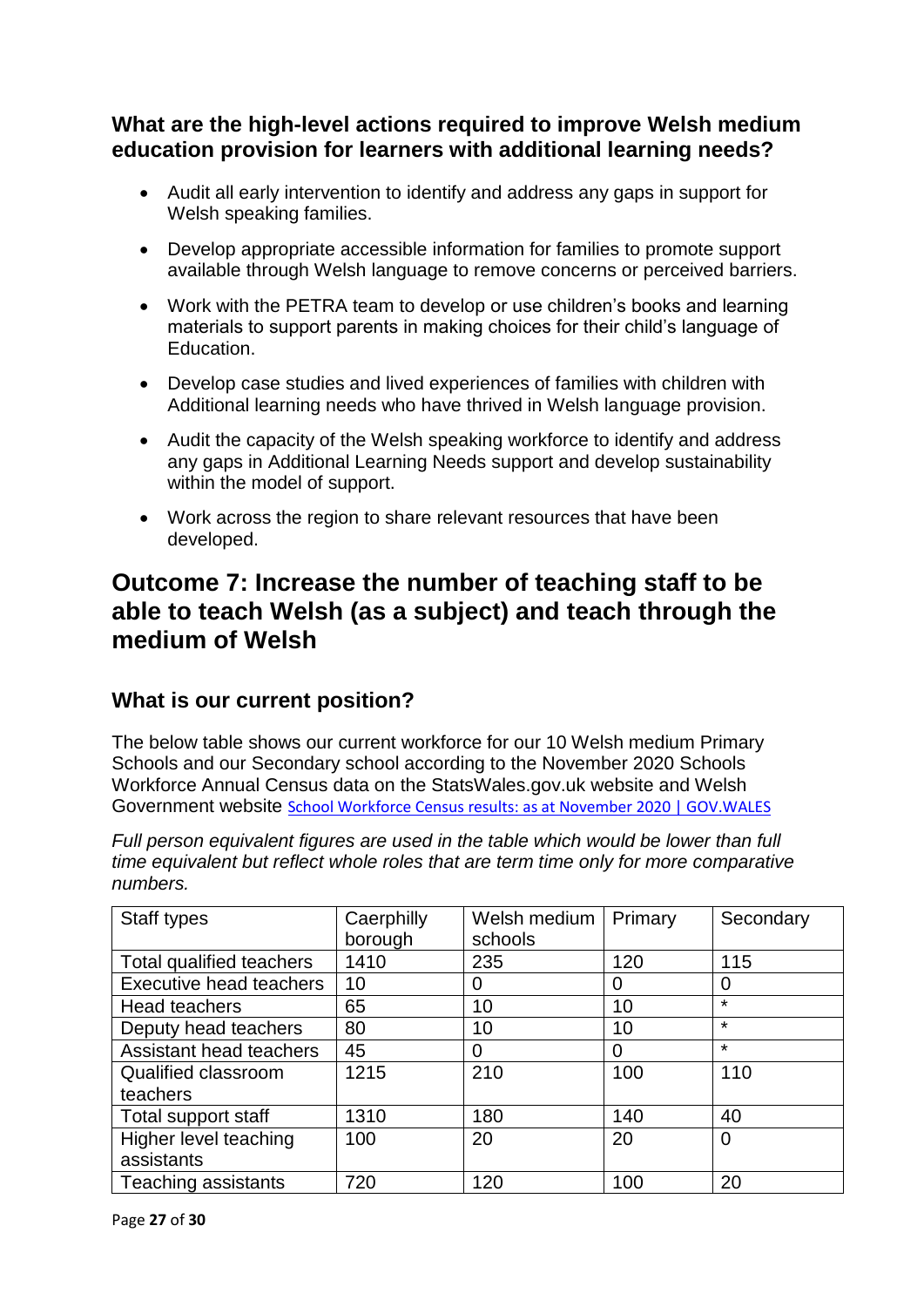### What are the high-level actions required to improve Welsh medium education provision for learners with additional learning needs?

- Audit all early intervention to identify and address any gaps in support for Welsh speaking families.
- Develop appropriate accessible information for families to promote support available through Welsh language to remove concerns or perceived barriers.
- Work with the PETRA team to develop or use children's books and learning materials to support parents in making choices for their child's language of Education.
- Develop case studies and lived experiences of families with children with Additional learning needs who have thrived in Welsh language provision.
- Audit the capacity of the Welsh speaking workforce to identify and address any gaps in Additional Learning Needs support and develop sustainability within the model of support.
- Work across the region to share relevant resources that have been developed.

## Outcome 7: Increase the number of teaching staff to be able to teach Welsh (as a subject) and teach through the medium of Welsh

### What is our current position?

The below table shows our current workforce for our 10 Welsh medium Primary Schools and our Secondary school according to the November 2020 Schools Workforce Annual Census data on the StatsWales.gov.uk website and Welsh Government website School Workforce Census results: as at November 2020 | GOV.WALES

*Full person equivalent figures are used in the table which would be lower than full time equivalent but reflect whole roles that are term time only for more comparative numbers.*

| Staff types | Caerphilly borough | Welsh medium schools | Primary | Secondary |
|---|---|---|---|---|
| Total qualified teachers | 1410 | 235 | 120 | 115 |
| Executive head teachers | 10 | 0 | 0 | 0 |
| Head teachers | 65 | 10 | 10 | * |
| Deputy head teachers | 80 | 10 | 10 | * |
| Assistant head teachers | 45 | 0 | 0 | * |
| Qualified classroom teachers | 1215 | 210 | 100 | 110 |
| Total support staff | 1310 | 180 | 140 | 40 |
| Higher level teaching assistants | 100 | 20 | 20 | 0 |
| Teaching assistants | 720 | 120 | 100 | 20 |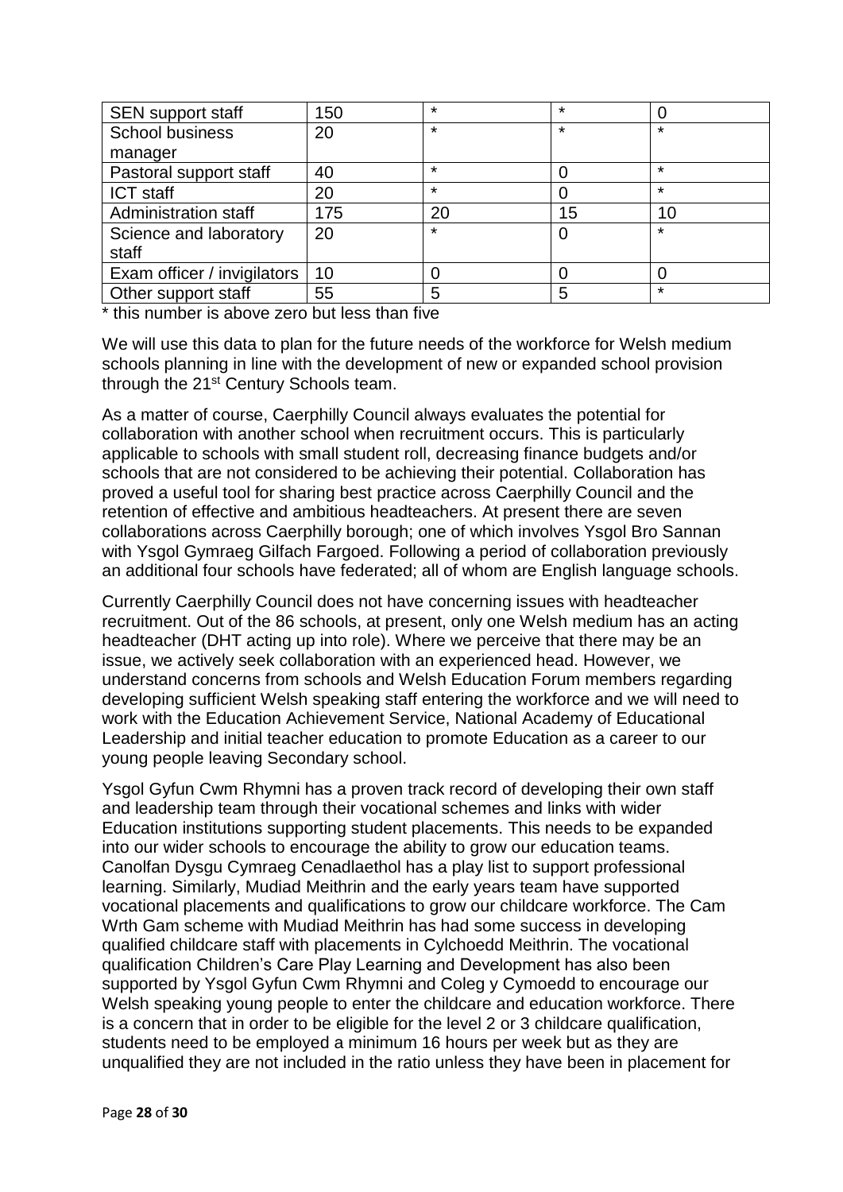| | | | | |
|---|---|---|---|---|
| SEN support staff | 150 | * | * | 0 |
| School business manager | 20 | * | * | * |
| Pastoral support staff | 40 | * | 0 | * |
| ICT staff | 20 | * | 0 | * |
| Administration staff | 175 | 20 | 15 | 10 |
| Science and laboratory staff | 20 | * | 0 | * |
| Exam officer / invigilators | 10 | 0 | 0 | 0 |
| Other support staff | 55 | 5 | 5 | * |

\* this number is above zero but less than five

We will use this data to plan for the future needs of the workforce for Welsh medium schools planning in line with the development of new or expanded school provision through the 21st Century Schools team.

As a matter of course, Caerphilly Council always evaluates the potential for collaboration with another school when recruitment occurs. This is particularly applicable to schools with small student roll, decreasing finance budgets and/or schools that are not considered to be achieving their potential. Collaboration has proved a useful tool for sharing best practice across Caerphilly Council and the retention of effective and ambitious headteachers. At present there are seven collaborations across Caerphilly borough; one of which involves Ysgol Bro Sannan with Ysgol Gymraeg Gilfach Fargoed. Following a period of collaboration previously an additional four schools have federated; all of whom are English language schools.

Currently Caerphilly Council does not have concerning issues with headteacher recruitment. Out of the 86 schools, at present, only one Welsh medium has an acting headteacher (DHT acting up into role). Where we perceive that there may be an issue, we actively seek collaboration with an experienced head. However, we understand concerns from schools and Welsh Education Forum members regarding developing sufficient Welsh speaking staff entering the workforce and we will need to work with the Education Achievement Service, National Academy of Educational Leadership and initial teacher education to promote Education as a career to our young people leaving Secondary school.

Ysgol Gyfun Cwm Rhymni has a proven track record of developing their own staff and leadership team through their vocational schemes and links with wider Education institutions supporting student placements. This needs to be expanded into our wider schools to encourage the ability to grow our education teams. Canolfan Dysgu Cymraeg Cenadlaethol has a play list to support professional learning. Similarly, Mudiad Meithrin and the early years team have supported vocational placements and qualifications to grow our childcare workforce. The Cam Wrth Gam scheme with Mudiad Meithrin has had some success in developing qualified childcare staff with placements in Cylchoedd Meithrin. The vocational qualification Children's Care Play Learning and Development has also been supported by Ysgol Gyfun Cwm Rhymni and Coleg y Cymoedd to encourage our Welsh speaking young people to enter the childcare and education workforce. There is a concern that in order to be eligible for the level 2 or 3 childcare qualification, students need to be employed a minimum 16 hours per week but as they are unqualified they are not included in the ratio unless they have been in placement for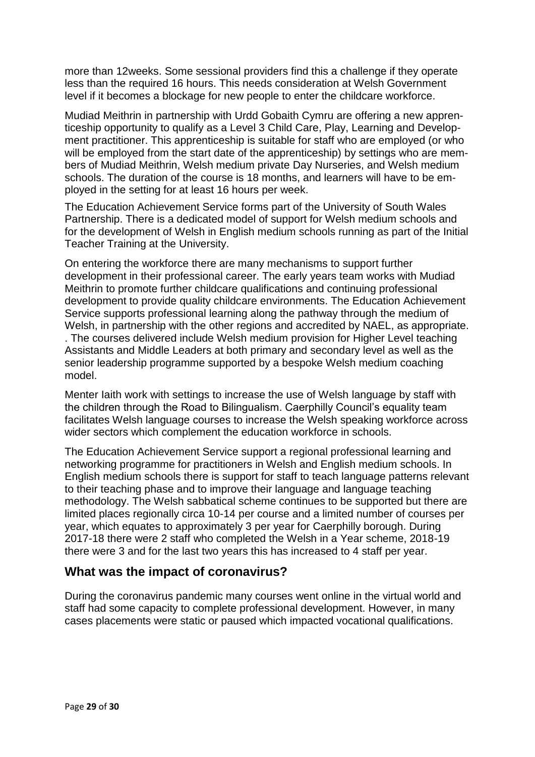more than 12weeks. Some sessional providers find this a challenge if they operate less than the required 16 hours. This needs consideration at Welsh Government level if it becomes a blockage for new people to enter the childcare workforce.

Mudiad Meithrin in partnership with Urdd Gobaith Cymru are offering a new apprenticeship opportunity to qualify as a Level 3 Child Care, Play, Learning and Development practitioner. This apprenticeship is suitable for staff who are employed (or who will be employed from the start date of the apprenticeship) by settings who are members of Mudiad Meithrin, Welsh medium private Day Nurseries, and Welsh medium schools. The duration of the course is 18 months, and learners will have to be employed in the setting for at least 16 hours per week.

The Education Achievement Service forms part of the University of South Wales Partnership. There is a dedicated model of support for Welsh medium schools and for the development of Welsh in English medium schools running as part of the Initial Teacher Training at the University.

On entering the workforce there are many mechanisms to support further development in their professional career. The early years team works with Mudiad Meithrin to promote further childcare qualifications and continuing professional development to provide quality childcare environments. The Education Achievement Service supports professional learning along the pathway through the medium of Welsh, in partnership with the other regions and accredited by NAEL, as appropriate. . The courses delivered include Welsh medium provision for Higher Level teaching Assistants and Middle Leaders at both primary and secondary level as well as the senior leadership programme supported by a bespoke Welsh medium coaching model.

Menter Iaith work with settings to increase the use of Welsh language by staff with the children through the Road to Bilingualism. Caerphilly Council's equality team facilitates Welsh language courses to increase the Welsh speaking workforce across wider sectors which complement the education workforce in schools.

The Education Achievement Service support a regional professional learning and networking programme for practitioners in Welsh and English medium schools. In English medium schools there is support for staff to teach language patterns relevant to their teaching phase and to improve their language and language teaching methodology. The Welsh sabbatical scheme continues to be supported but there are limited places regionally circa 10-14 per course and a limited number of courses per year, which equates to approximately 3 per year for Caerphilly borough. During 2017-18 there were 2 staff who completed the Welsh in a Year scheme, 2018-19 there were 3 and for the last two years this has increased to 4 staff per year.

## What was the impact of coronavirus?

During the coronavirus pandemic many courses went online in the virtual world and staff had some capacity to complete professional development. However, in many cases placements were static or paused which impacted vocational qualifications.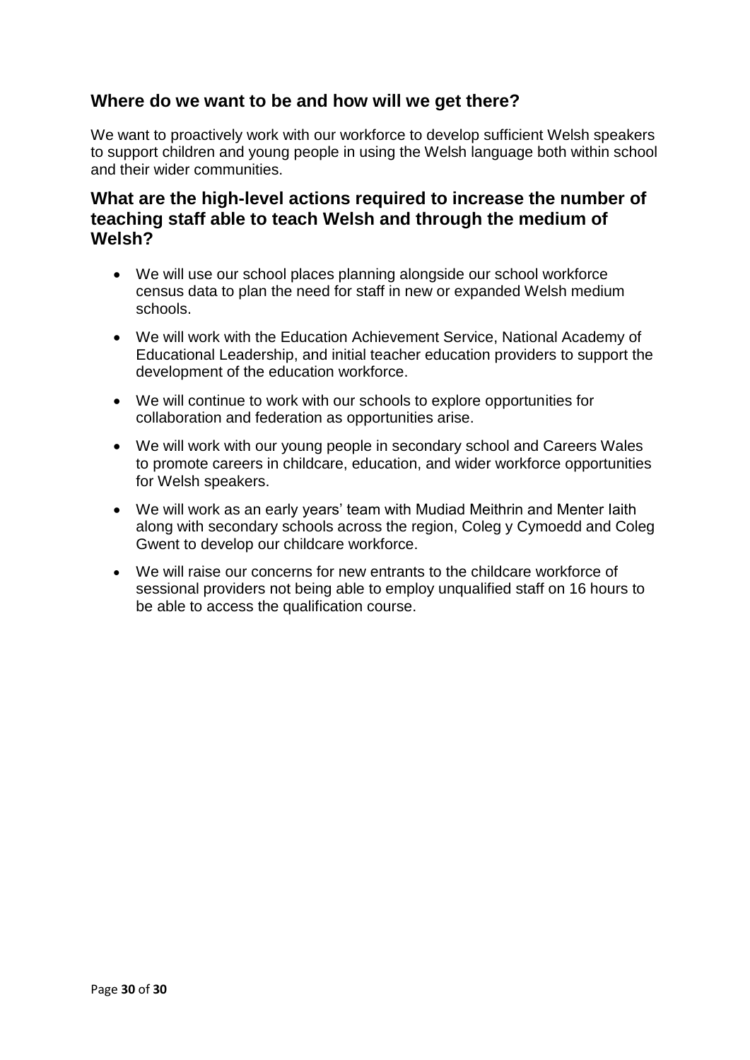## Where do we want to be and how will we get there?

We want to proactively work with our workforce to develop sufficient Welsh speakers to support children and young people in using the Welsh language both within school and their wider communities.

## What are the high-level actions required to increase the number of teaching staff able to teach Welsh and through the medium of Welsh?

- We will use our school places planning alongside our school workforce census data to plan the need for staff in new or expanded Welsh medium schools.
- We will work with the Education Achievement Service, National Academy of Educational Leadership, and initial teacher education providers to support the development of the education workforce.
- We will continue to work with our schools to explore opportunities for collaboration and federation as opportunities arise.
- We will work with our young people in secondary school and Careers Wales to promote careers in childcare, education, and wider workforce opportunities for Welsh speakers.
- We will work as an early years' team with Mudiad Meithrin and Menter Iaith along with secondary schools across the region, Coleg y Cymoedd and Coleg Gwent to develop our childcare workforce.
- We will raise our concerns for new entrants to the childcare workforce of sessional providers not being able to employ unqualified staff on 16 hours to be able to access the qualification course.